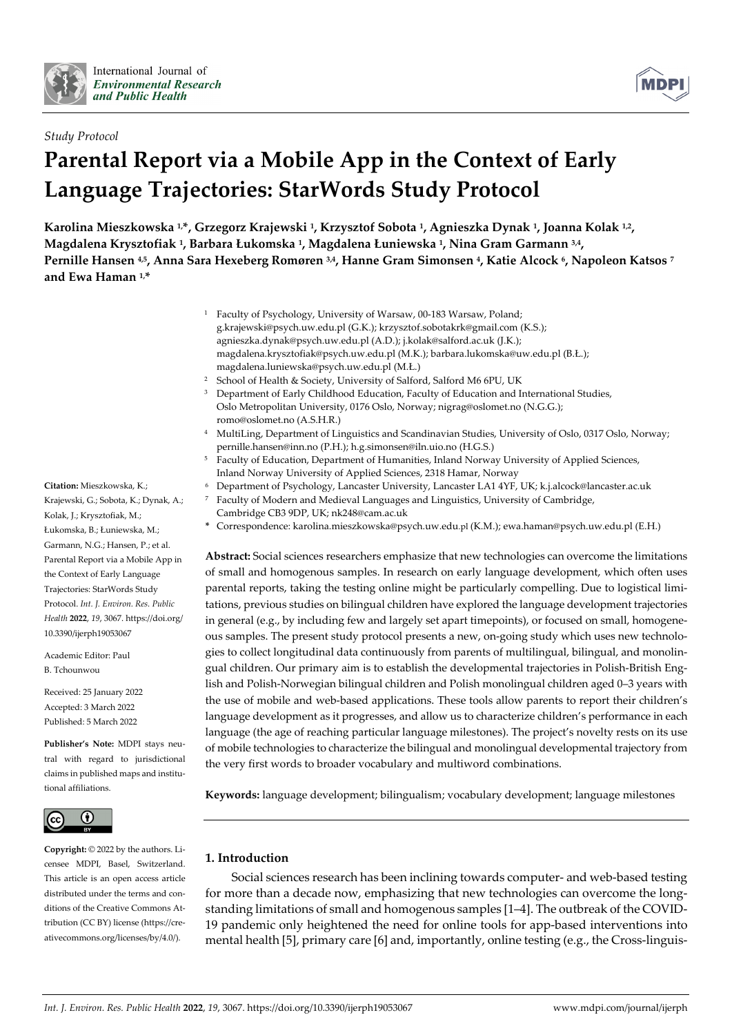*Study Protocol*

# Parental Report via a Mobile App in the Context of Early Language Trajectories: StarWords Study Protocol

**Karolina Mieszkowska [1,*], Grzegorz Krajewski [1], Krzysztof Sobota [1], Agnieszka Dynak [1], Joanna Kolak [1,2], Magdalena Krysztofiak [1], Barbara Łukomska [1], Magdalena Łuniewska [1], Nina Gram Garmann [3,4], Pernille Hansen [4,5], Anna Sara Hexeberg Romøren [3,4], Hanne Gram Simonsen [4], Katie Alcock [6], Napoleon Katsos [7] and Ewa Haman [1,*]**

1. Faculty of Psychology, University of Warsaw, 00-183 Warsaw, Poland; g.krajewski@psych.uw.edu.pl (G.K.); krzysztof.sobotakrk@gmail.com (K.S.); agnieszka.dynak@psych.uw.edu.pl (A.D.); j.kolak@salford.ac.uk (J.K.); magdalena.krysztofiak@psych.uw.edu.pl (M.K.); barbara.lukomska@uw.edu.pl (B.Ł.); magdalena.luniewska@psych.uw.edu.pl (M.Ł.)
2. School of Health & Society, University of Salford, Salford M6 6PU, UK
3. Department of Early Childhood Education, Faculty of Education and International Studies, Oslo Metropolitan University, 0176 Oslo, Norway; nigrag@oslomet.no (N.G.G.); romo@oslomet.no (A.S.H.R.)
4. MultiLing, Department of Linguistics and Scandinavian Studies, University of Oslo, 0317 Oslo, Norway; pernille.hansen@inn.no (P.H.); h.g.simonsen@iln.uio.no (H.G.S.)
5. Faculty of Education, Department of Humanities, Inland Norway University of Applied Sciences, Inland Norway University of Applied Sciences, 2318 Hamar, Norway
6. Department of Psychology, Lancaster University, Lancaster LA1 4YF, UK; k.j.alcock@lancaster.ac.uk
7. Faculty of Modern and Medieval Languages and Linguistics, University of Cambridge, Cambridge CB3 9DP, UK; nk248@cam.ac.uk

\* Correspondence: karolina.mieszkowska@psych.uw.edu.pl (K.M.); ewa.haman@psych.uw.edu.pl (E.H.)

**Citation:** Mieszkowska, K.; Krajewski, G.; Sobota, K.; Dynak, A.; Kolak, J.; Krysztofiak, M.; Łukomska, B.; Łuniewska, M.; Garmann, N.G.; Hansen, P.; et al. Parental Report via a Mobile App in the Context of Early Language Trajectories: StarWords Study Protocol. *Int. J. Environ. Res. Public Health* **2022**, *19*, 3067. https://doi.org/10.3390/ijerph19053067

Academic Editor: Paul B. Tchounwou

Received: 25 January 2022
Accepted: 3 March 2022
Published: 5 March 2022

**Publisher's Note:** MDPI stays neutral with regard to jurisdictional claims in published maps and institutional affiliations.

**Copyright:** © 2022 by the authors. Licensee MDPI, Basel, Switzerland. This article is an open access article distributed under the terms and conditions of the Creative Commons Attribution (CC BY) license (https://creativecommons.org/licenses/by/4.0/).

**Abstract:** Social sciences researchers emphasize that new technologies can overcome the limitations of small and homogenous samples. In research on early language development, which often uses parental reports, taking the testing online might be particularly compelling. Due to logistical limitations, previous studies on bilingual children have explored the language development trajectories in general (e.g., by including few and largely set apart timepoints), or focused on small, homogeneous samples. The present study protocol presents a new, on-going study which uses new technologies to collect longitudinal data continuously from parents of multilingual, bilingual, and monolingual children. Our primary aim is to establish the developmental trajectories in Polish-British English and Polish-Norwegian bilingual children and Polish monolingual children aged 0–3 years with the use of mobile and web-based applications. These tools allow parents to report their children's language development as it progresses, and allow us to characterize children's performance in each language (the age of reaching particular language milestones). The project's novelty rests on its use of mobile technologies to characterize the bilingual and monolingual developmental trajectory from the very first words to broader vocabulary and multiword combinations.

**Keywords:** language development; bilingualism; vocabulary development; language milestones

## 1. Introduction

Social sciences research has been inclining towards computer- and web-based testing for more than a decade now, emphasizing that new technologies can overcome the long-standing limitations of small and homogenous samples [1–4]. The outbreak of the COVID-19 pandemic only heightened the need for online tools for app-based interventions into mental health [5], primary care [6] and, importantly, online testing (e.g., the Cross-linguis-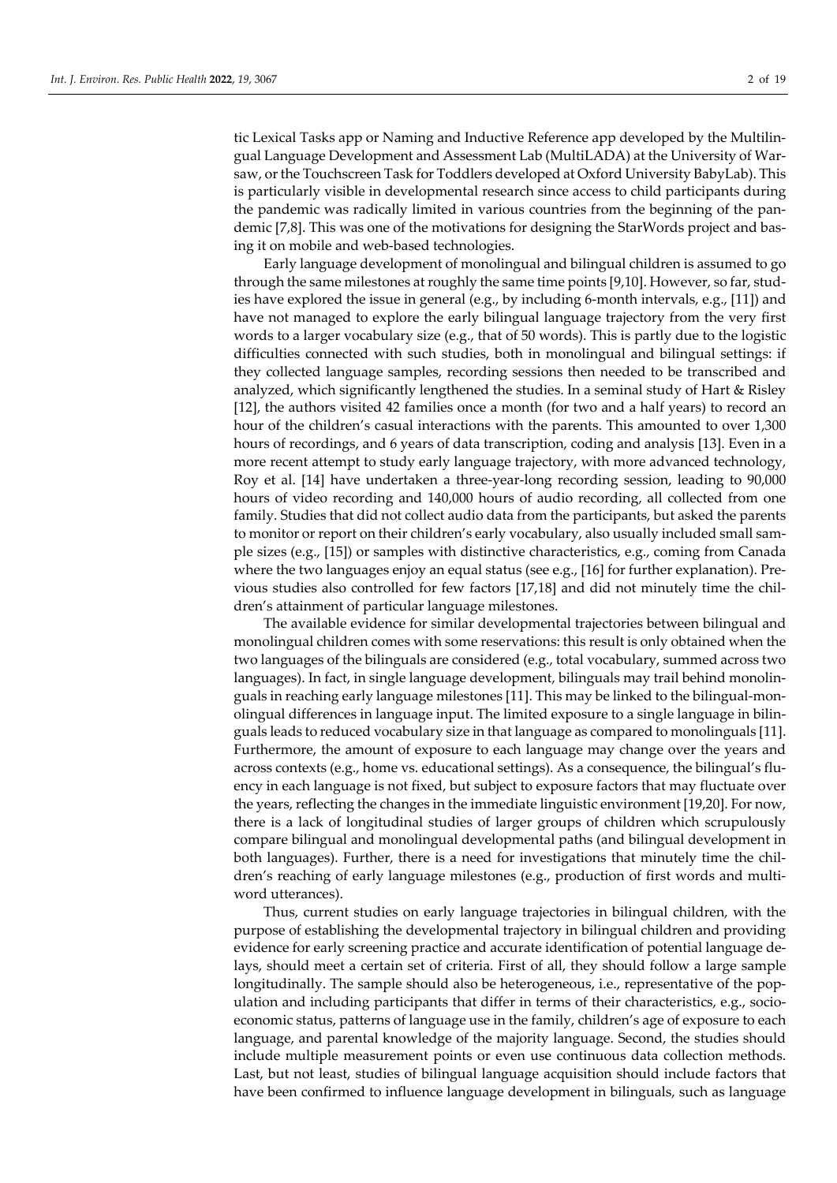tic Lexical Tasks app or Naming and Inductive Reference app developed by the Multilingual Language Development and Assessment Lab (MultiLADA) at the University of Warsaw, or the Touchscreen Task for Toddlers developed at Oxford University BabyLab). This is particularly visible in developmental research since access to child participants during the pandemic was radically limited in various countries from the beginning of the pandemic [7,8]. This was one of the motivations for designing the StarWords project and basing it on mobile and web-based technologies.

Early language development of monolingual and bilingual children is assumed to go through the same milestones at roughly the same time points [9,10]. However, so far, studies have explored the issue in general (e.g., by including 6-month intervals, e.g., [11]) and have not managed to explore the early bilingual language trajectory from the very first words to a larger vocabulary size (e.g., that of 50 words). This is partly due to the logistic difficulties connected with such studies, both in monolingual and bilingual settings: if they collected language samples, recording sessions then needed to be transcribed and analyzed, which significantly lengthened the studies. In a seminal study of Hart & Risley [12], the authors visited 42 families once a month (for two and a half years) to record an hour of the children's casual interactions with the parents. This amounted to over 1,300 hours of recordings, and 6 years of data transcription, coding and analysis [13]. Even in a more recent attempt to study early language trajectory, with more advanced technology, Roy et al. [14] have undertaken a three-year-long recording session, leading to 90,000 hours of video recording and 140,000 hours of audio recording, all collected from one family. Studies that did not collect audio data from the participants, but asked the parents to monitor or report on their children's early vocabulary, also usually included small sample sizes (e.g., [15]) or samples with distinctive characteristics, e.g., coming from Canada where the two languages enjoy an equal status (see e.g., [16] for further explanation). Previous studies also controlled for few factors [17,18] and did not minutely time the children's attainment of particular language milestones.

The available evidence for similar developmental trajectories between bilingual and monolingual children comes with some reservations: this result is only obtained when the two languages of the bilinguals are considered (e.g., total vocabulary, summed across two languages). In fact, in single language development, bilinguals may trail behind monolinguals in reaching early language milestones [11]. This may be linked to the bilingual-monolingual differences in language input. The limited exposure to a single language in bilinguals leads to reduced vocabulary size in that language as compared to monolinguals [11]. Furthermore, the amount of exposure to each language may change over the years and across contexts (e.g., home vs. educational settings). As a consequence, the bilingual's fluency in each language is not fixed, but subject to exposure factors that may fluctuate over the years, reflecting the changes in the immediate linguistic environment [19,20]. For now, there is a lack of longitudinal studies of larger groups of children which scrupulously compare bilingual and monolingual developmental paths (and bilingual development in both languages). Further, there is a need for investigations that minutely time the children's reaching of early language milestones (e.g., production of first words and multi-word utterances).

Thus, current studies on early language trajectories in bilingual children, with the purpose of establishing the developmental trajectory in bilingual children and providing evidence for early screening practice and accurate identification of potential language delays, should meet a certain set of criteria. First of all, they should follow a large sample longitudinally. The sample should also be heterogeneous, i.e., representative of the population and including participants that differ in terms of their characteristics, e.g., socio-economic status, patterns of language use in the family, children's age of exposure to each language, and parental knowledge of the majority language. Second, the studies should include multiple measurement points or even use continuous data collection methods. Last, but not least, studies of bilingual language acquisition should include factors that have been confirmed to influence language development in bilinguals, such as language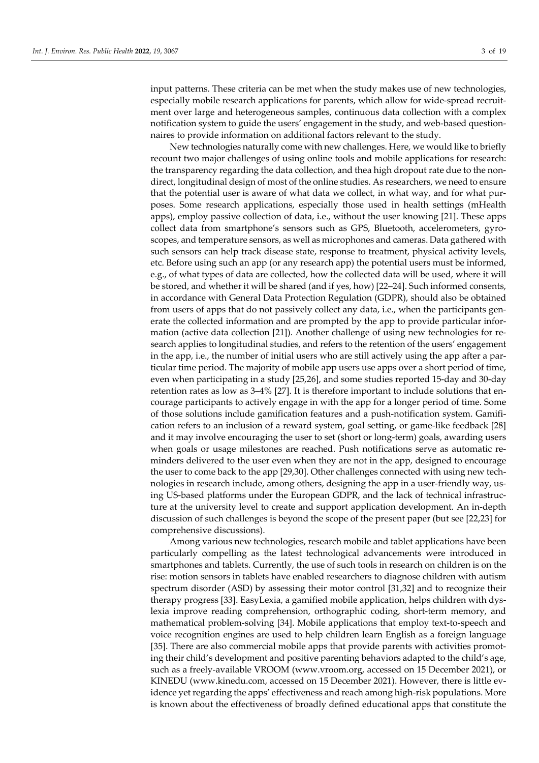input patterns. These criteria can be met when the study makes use of new technologies, especially mobile research applications for parents, which allow for wide-spread recruitment over large and heterogeneous samples, continuous data collection with a complex notification system to guide the users' engagement in the study, and web-based questionnaires to provide information on additional factors relevant to the study.

New technologies naturally come with new challenges. Here, we would like to briefly recount two major challenges of using online tools and mobile applications for research: the transparency regarding the data collection, and thea high dropout rate due to the non-direct, longitudinal design of most of the online studies. As researchers, we need to ensure that the potential user is aware of what data we collect, in what way, and for what purposes. Some research applications, especially those used in health settings (mHealth apps), employ passive collection of data, i.e., without the user knowing [21]. These apps collect data from smartphone's sensors such as GPS, Bluetooth, accelerometers, gyroscopes, and temperature sensors, as well as microphones and cameras. Data gathered with such sensors can help track disease state, response to treatment, physical activity levels, etc. Before using such an app (or any research app) the potential users must be informed, e.g., of what types of data are collected, how the collected data will be used, where it will be stored, and whether it will be shared (and if yes, how) [22–24]. Such informed consents, in accordance with General Data Protection Regulation (GDPR), should also be obtained from users of apps that do not passively collect any data, i.e., when the participants generate the collected information and are prompted by the app to provide particular information (active data collection [21]). Another challenge of using new technologies for research applies to longitudinal studies, and refers to the retention of the users' engagement in the app, i.e., the number of initial users who are still actively using the app after a particular time period. The majority of mobile app users use apps over a short period of time, even when participating in a study [25,26], and some studies reported 15-day and 30-day retention rates as low as 3–4% [27]. It is therefore important to include solutions that encourage participants to actively engage in with the app for a longer period of time. Some of those solutions include gamification features and a push-notification system. Gamification refers to an inclusion of a reward system, goal setting, or game-like feedback [28] and it may involve encouraging the user to set (short or long-term) goals, awarding users when goals or usage milestones are reached. Push notifications serve as automatic reminders delivered to the user even when they are not in the app, designed to encourage the user to come back to the app [29,30]. Other challenges connected with using new technologies in research include, among others, designing the app in a user-friendly way, using US-based platforms under the European GDPR, and the lack of technical infrastructure at the university level to create and support application development. An in-depth discussion of such challenges is beyond the scope of the present paper (but see [22,23] for comprehensive discussions).

Among various new technologies, research mobile and tablet applications have been particularly compelling as the latest technological advancements were introduced in smartphones and tablets. Currently, the use of such tools in research on children is on the rise: motion sensors in tablets have enabled researchers to diagnose children with autism spectrum disorder (ASD) by assessing their motor control [31,32] and to recognize their therapy progress [33]. EasyLexia, a gamified mobile application, helps children with dyslexia improve reading comprehension, orthographic coding, short-term memory, and mathematical problem-solving [34]. Mobile applications that employ text-to-speech and voice recognition engines are used to help children learn English as a foreign language [35]. There are also commercial mobile apps that provide parents with activities promoting their child's development and positive parenting behaviors adapted to the child's age, such as a freely-available VROOM (www.vroom.org, accessed on 15 December 2021), or KINEDU (www.kinedu.com, accessed on 15 December 2021). However, there is little evidence yet regarding the apps' effectiveness and reach among high-risk populations. More is known about the effectiveness of broadly defined educational apps that constitute the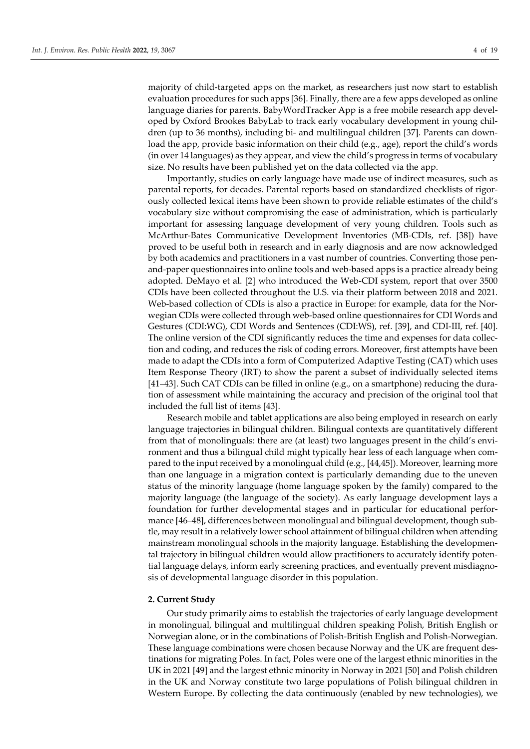majority of child-targeted apps on the market, as researchers just now start to establish evaluation procedures for such apps [36]. Finally, there are a few apps developed as online language diaries for parents. BabyWordTracker App is a free mobile research app developed by Oxford Brookes BabyLab to track early vocabulary development in young children (up to 36 months), including bi- and multilingual children [37]. Parents can download the app, provide basic information on their child (e.g., age), report the child's words (in over 14 languages) as they appear, and view the child's progress in terms of vocabulary size. No results have been published yet on the data collected via the app.

Importantly, studies on early language have made use of indirect measures, such as parental reports, for decades. Parental reports based on standardized checklists of rigorously collected lexical items have been shown to provide reliable estimates of the child's vocabulary size without compromising the ease of administration, which is particularly important for assessing language development of very young children. Tools such as McArthur-Bates Communicative Development Inventories (MB-CDIs, ref. [38]) have proved to be useful both in research and in early diagnosis and are now acknowledged by both academics and practitioners in a vast number of countries. Converting those pen-and-paper questionnaires into online tools and web-based apps is a practice already being adopted. DeMayo et al. [2] who introduced the Web-CDI system, report that over 3500 CDIs have been collected throughout the U.S. via their platform between 2018 and 2021. Web-based collection of CDIs is also a practice in Europe: for example, data for the Norwegian CDIs were collected through web-based online questionnaires for CDI Words and Gestures (CDI:WG), CDI Words and Sentences (CDI:WS), ref. [39], and CDI-III, ref. [40]. The online version of the CDI significantly reduces the time and expenses for data collection and coding, and reduces the risk of coding errors. Moreover, first attempts have been made to adapt the CDIs into a form of Computerized Adaptive Testing (CAT) which uses Item Response Theory (IRT) to show the parent a subset of individually selected items [41–43]. Such CAT CDIs can be filled in online (e.g., on a smartphone) reducing the duration of assessment while maintaining the accuracy and precision of the original tool that included the full list of items [43].

Research mobile and tablet applications are also being employed in research on early language trajectories in bilingual children. Bilingual contexts are quantitatively different from that of monolinguals: there are (at least) two languages present in the child's environment and thus a bilingual child might typically hear less of each language when compared to the input received by a monolingual child (e.g., [44,45]). Moreover, learning more than one language in a migration context is particularly demanding due to the uneven status of the minority language (home language spoken by the family) compared to the majority language (the language of the society). As early language development lays a foundation for further developmental stages and in particular for educational performance [46–48], differences between monolingual and bilingual development, though subtle, may result in a relatively lower school attainment of bilingual children when attending mainstream monolingual schools in the majority language. Establishing the developmental trajectory in bilingual children would allow practitioners to accurately identify potential language delays, inform early screening practices, and eventually prevent misdiagnosis of developmental language disorder in this population.

## 2. Current Study

Our study primarily aims to establish the trajectories of early language development in monolingual, bilingual and multilingual children speaking Polish, British English or Norwegian alone, or in the combinations of Polish-British English and Polish-Norwegian. These language combinations were chosen because Norway and the UK are frequent destinations for migrating Poles. In fact, Poles were one of the largest ethnic minorities in the UK in 2021 [49] and the largest ethnic minority in Norway in 2021 [50] and Polish children in the UK and Norway constitute two large populations of Polish bilingual children in Western Europe. By collecting the data continuously (enabled by new technologies), we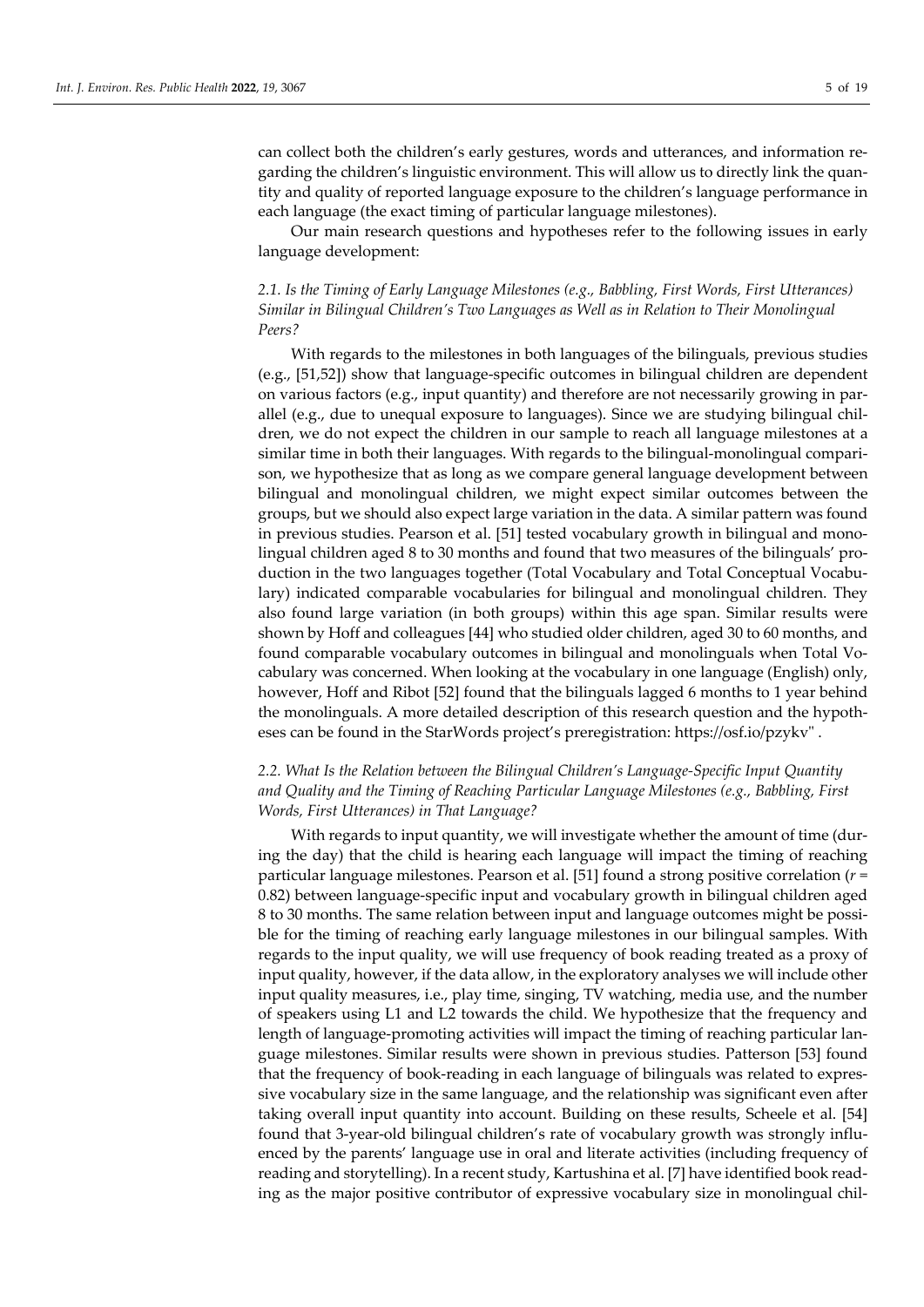can collect both the children's early gestures, words and utterances, and information regarding the children's linguistic environment. This will allow us to directly link the quantity and quality of reported language exposure to the children's language performance in each language (the exact timing of particular language milestones).

Our main research questions and hypotheses refer to the following issues in early language development:

### *2.1. Is the Timing of Early Language Milestones (e.g., Babbling, First Words, First Utterances) Similar in Bilingual Children's Two Languages as Well as in Relation to Their Monolingual Peers?*

With regards to the milestones in both languages of the bilinguals, previous studies (e.g., [51,52]) show that language-specific outcomes in bilingual children are dependent on various factors (e.g., input quantity) and therefore are not necessarily growing in parallel (e.g., due to unequal exposure to languages). Since we are studying bilingual children, we do not expect the children in our sample to reach all language milestones at a similar time in both their languages. With regards to the bilingual-monolingual comparison, we hypothesize that as long as we compare general language development between bilingual and monolingual children, we might expect similar outcomes between the groups, but we should also expect large variation in the data. A similar pattern was found in previous studies. Pearson et al. [51] tested vocabulary growth in bilingual and monolingual children aged 8 to 30 months and found that two measures of the bilinguals' production in the two languages together (Total Vocabulary and Total Conceptual Vocabulary) indicated comparable vocabularies for bilingual and monolingual children. They also found large variation (in both groups) within this age span. Similar results were shown by Hoff and colleagues [44] who studied older children, aged 30 to 60 months, and found comparable vocabulary outcomes in bilingual and monolinguals when Total Vocabulary was concerned. When looking at the vocabulary in one language (English) only, however, Hoff and Ribot [52] found that the bilinguals lagged 6 months to 1 year behind the monolinguals. A more detailed description of this research question and the hypotheses can be found in the StarWords project's preregistration: https://osf.io/pzykv" .

### *2.2. What Is the Relation between the Bilingual Children's Language-Specific Input Quantity and Quality and the Timing of Reaching Particular Language Milestones (e.g., Babbling, First Words, First Utterances) in That Language?*

With regards to input quantity, we will investigate whether the amount of time (during the day) that the child is hearing each language will impact the timing of reaching particular language milestones. Pearson et al. [51] found a strong positive correlation ($r$ = 0.82) between language-specific input and vocabulary growth in bilingual children aged 8 to 30 months. The same relation between input and language outcomes might be possible for the timing of reaching early language milestones in our bilingual samples. With regards to the input quality, we will use frequency of book reading treated as a proxy of input quality, however, if the data allow, in the exploratory analyses we will include other input quality measures, i.e., play time, singing, TV watching, media use, and the number of speakers using L1 and L2 towards the child. We hypothesize that the frequency and length of language-promoting activities will impact the timing of reaching particular language milestones. Similar results were shown in previous studies. Patterson [53] found that the frequency of book-reading in each language of bilinguals was related to expressive vocabulary size in the same language, and the relationship was significant even after taking overall input quantity into account. Building on these results, Scheele et al. [54] found that 3-year-old bilingual children's rate of vocabulary growth was strongly influenced by the parents' language use in oral and literate activities (including frequency of reading and storytelling). In a recent study, Kartushina et al. [7] have identified book reading as the major positive contributor of expressive vocabulary size in monolingual chil-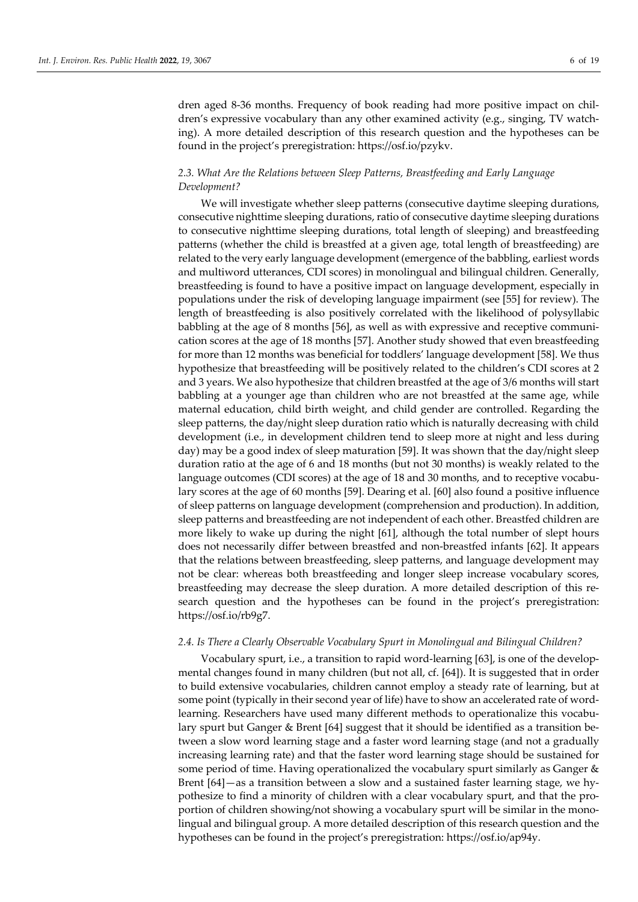dren aged 8-36 months. Frequency of book reading had more positive impact on children's expressive vocabulary than any other examined activity (e.g., singing, TV watching). A more detailed description of this research question and the hypotheses can be found in the project's preregistration: https://osf.io/pzykv.

### *2.3. What Are the Relations between Sleep Patterns, Breastfeeding and Early Language Development?*

We will investigate whether sleep patterns (consecutive daytime sleeping durations, consecutive nighttime sleeping durations, ratio of consecutive daytime sleeping durations to consecutive nighttime sleeping durations, total length of sleeping) and breastfeeding patterns (whether the child is breastfed at a given age, total length of breastfeeding) are related to the very early language development (emergence of the babbling, earliest words and multiword utterances, CDI scores) in monolingual and bilingual children. Generally, breastfeeding is found to have a positive impact on language development, especially in populations under the risk of developing language impairment (see [55] for review). The length of breastfeeding is also positively correlated with the likelihood of polysyllabic babbling at the age of 8 months [56], as well as with expressive and receptive communication scores at the age of 18 months [57]. Another study showed that even breastfeeding for more than 12 months was beneficial for toddlers' language development [58]. We thus hypothesize that breastfeeding will be positively related to the children's CDI scores at 2 and 3 years. We also hypothesize that children breastfed at the age of 3/6 months will start babbling at a younger age than children who are not breastfed at the same age, while maternal education, child birth weight, and child gender are controlled. Regarding the sleep patterns, the day/night sleep duration ratio which is naturally decreasing with child development (i.e., in development children tend to sleep more at night and less during day) may be a good index of sleep maturation [59]. It was shown that the day/night sleep duration ratio at the age of 6 and 18 months (but not 30 months) is weakly related to the language outcomes (CDI scores) at the age of 18 and 30 months, and to receptive vocabulary scores at the age of 60 months [59]. Dearing et al. [60] also found a positive influence of sleep patterns on language development (comprehension and production). In addition, sleep patterns and breastfeeding are not independent of each other. Breastfed children are more likely to wake up during the night [61], although the total number of slept hours does not necessarily differ between breastfed and non-breastfed infants [62]. It appears that the relations between breastfeeding, sleep patterns, and language development may not be clear: whereas both breastfeeding and longer sleep increase vocabulary scores, breastfeeding may decrease the sleep duration. A more detailed description of this research question and the hypotheses can be found in the project's preregistration: https://osf.io/rb9g7.

### *2.4. Is There a Clearly Observable Vocabulary Spurt in Monolingual and Bilingual Children?*

Vocabulary spurt, i.e., a transition to rapid word-learning [63], is one of the developmental changes found in many children (but not all, cf. [64]). It is suggested that in order to build extensive vocabularies, children cannot employ a steady rate of learning, but at some point (typically in their second year of life) have to show an accelerated rate of word-learning. Researchers have used many different methods to operationalize this vocabulary spurt but Ganger & Brent [64] suggest that it should be identified as a transition between a slow word learning stage and a faster word learning stage (and not a gradually increasing learning rate) and that the faster word learning stage should be sustained for some period of time. Having operationalized the vocabulary spurt similarly as Ganger & Brent [64]—as a transition between a slow and a sustained faster learning stage, we hypothesize to find a minority of children with a clear vocabulary spurt, and that the proportion of children showing/not showing a vocabulary spurt will be similar in the monolingual and bilingual group. A more detailed description of this research question and the hypotheses can be found in the project's preregistration: https://osf.io/ap94y.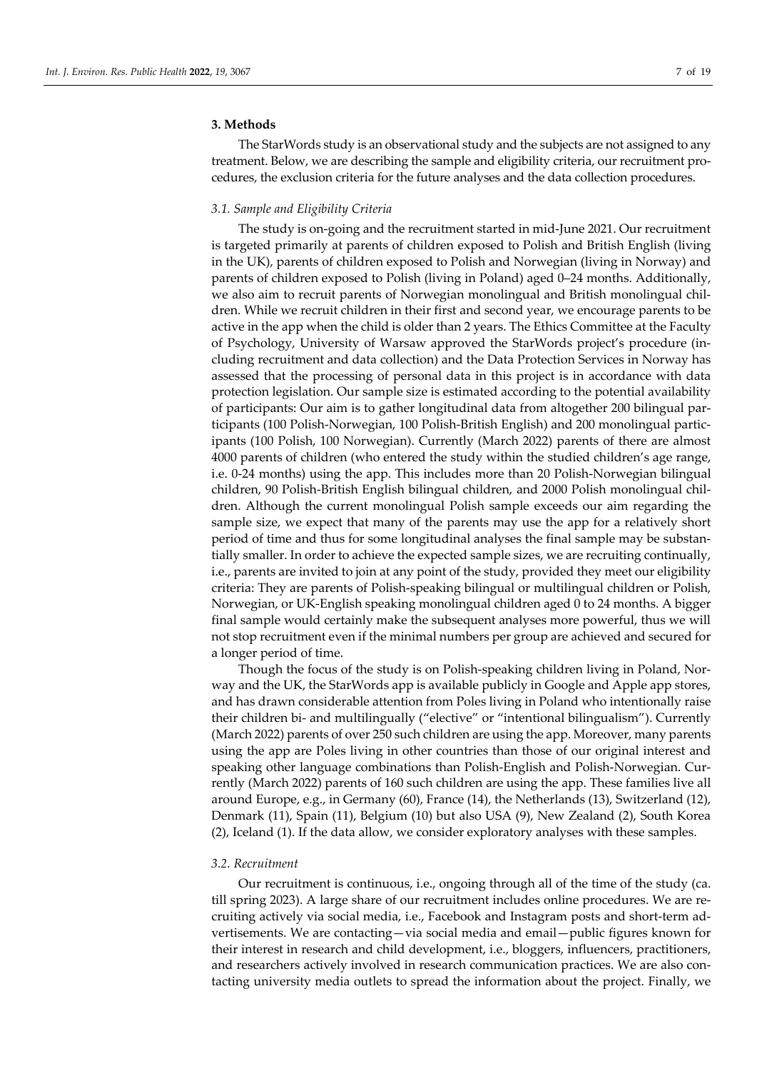## 3. Methods

The StarWords study is an observational study and the subjects are not assigned to any treatment. Below, we are describing the sample and eligibility criteria, our recruitment procedures, the exclusion criteria for the future analyses and the data collection procedures.

### *3.1. Sample and Eligibility Criteria*

The study is on-going and the recruitment started in mid-June 2021. Our recruitment is targeted primarily at parents of children exposed to Polish and British English (living in the UK), parents of children exposed to Polish and Norwegian (living in Norway) and parents of children exposed to Polish (living in Poland) aged 0–24 months. Additionally, we also aim to recruit parents of Norwegian monolingual and British monolingual children. While we recruit children in their first and second year, we encourage parents to be active in the app when the child is older than 2 years. The Ethics Committee at the Faculty of Psychology, University of Warsaw approved the StarWords project's procedure (including recruitment and data collection) and the Data Protection Services in Norway has assessed that the processing of personal data in this project is in accordance with data protection legislation. Our sample size is estimated according to the potential availability of participants: Our aim is to gather longitudinal data from altogether 200 bilingual participants (100 Polish-Norwegian, 100 Polish-British English) and 200 monolingual participants (100 Polish, 100 Norwegian). Currently (March 2022) parents of there are almost 4000 parents of children (who entered the study within the studied children's age range, i.e. 0-24 months) using the app. This includes more than 20 Polish-Norwegian bilingual children, 90 Polish-British English bilingual children, and 2000 Polish monolingual children. Although the current monolingual Polish sample exceeds our aim regarding the sample size, we expect that many of the parents may use the app for a relatively short period of time and thus for some longitudinal analyses the final sample may be substantially smaller. In order to achieve the expected sample sizes, we are recruiting continually, i.e., parents are invited to join at any point of the study, provided they meet our eligibility criteria: They are parents of Polish-speaking bilingual or multilingual children or Polish, Norwegian, or UK-English speaking monolingual children aged 0 to 24 months. A bigger final sample would certainly make the subsequent analyses more powerful, thus we will not stop recruitment even if the minimal numbers per group are achieved and secured for a longer period of time.

Though the focus of the study is on Polish-speaking children living in Poland, Norway and the UK, the StarWords app is available publicly in Google and Apple app stores, and has drawn considerable attention from Poles living in Poland who intentionally raise their children bi- and multilingually ("elective" or "intentional bilingualism"). Currently (March 2022) parents of over 250 such children are using the app. Moreover, many parents using the app are Poles living in other countries than those of our original interest and speaking other language combinations than Polish-English and Polish-Norwegian. Currently (March 2022) parents of 160 such children are using the app. These families live all around Europe, e.g., in Germany (60), France (14), the Netherlands (13), Switzerland (12), Denmark (11), Spain (11), Belgium (10) but also USA (9), New Zealand (2), South Korea (2), Iceland (1). If the data allow, we consider exploratory analyses with these samples.

### *3.2. Recruitment*

Our recruitment is continuous, i.e., ongoing through all of the time of the study (ca. till spring 2023). A large share of our recruitment includes online procedures. We are recruiting actively via social media, i.e., Facebook and Instagram posts and short-term advertisements. We are contacting—via social media and email—public figures known for their interest in research and child development, i.e., bloggers, influencers, practitioners, and researchers actively involved in research communication practices. We are also contacting university media outlets to spread the information about the project. Finally, we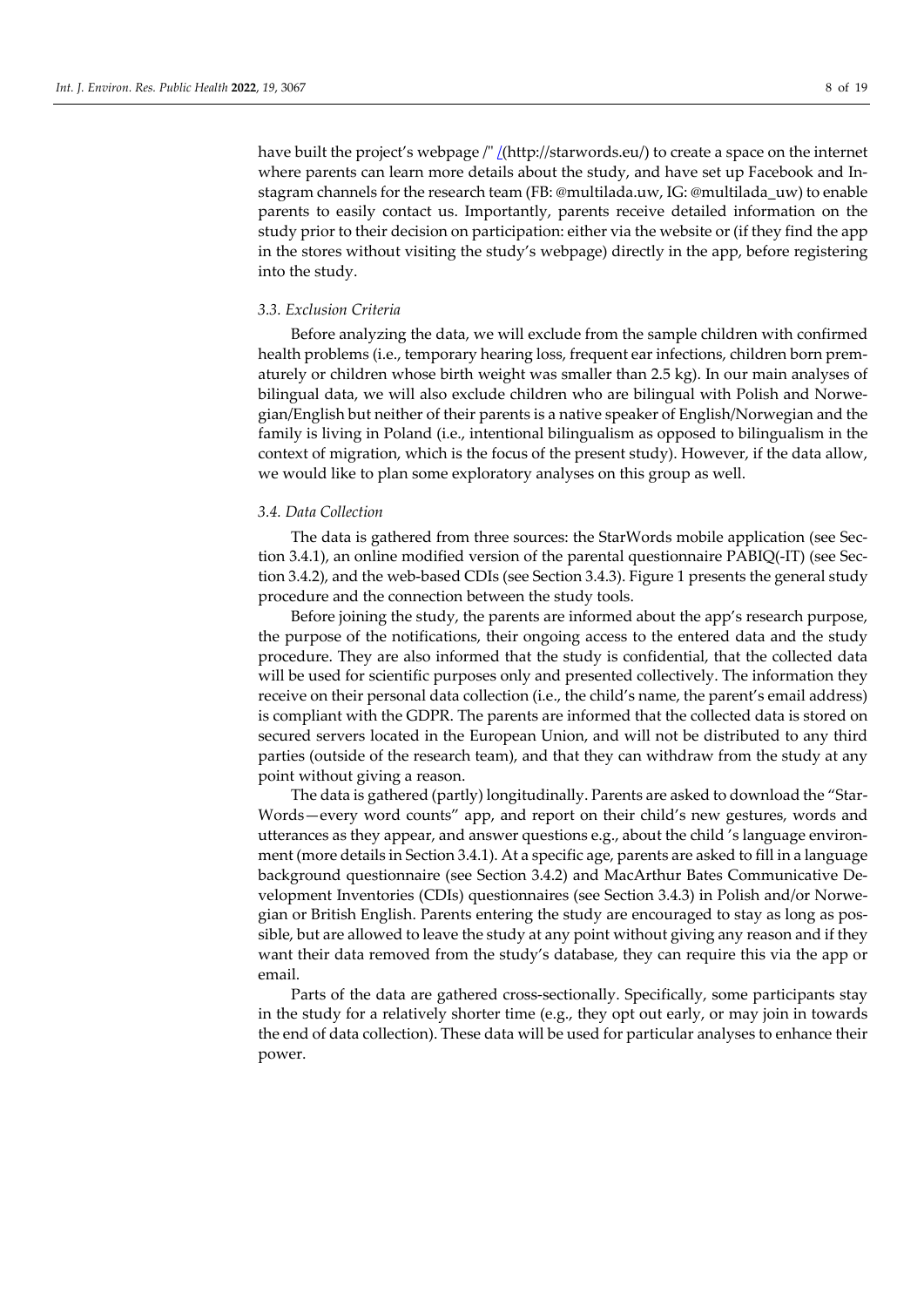have built the project's webpage /" /(http://starwords.eu/) to create a space on the internet where parents can learn more details about the study, and have set up Facebook and Instagram channels for the research team (FB: @multilada.uw, IG: @multilada_uw) to enable parents to easily contact us. Importantly, parents receive detailed information on the study prior to their decision on participation: either via the website or (if they find the app in the stores without visiting the study's webpage) directly in the app, before registering into the study.

### *3.3. Exclusion Criteria*

Before analyzing the data, we will exclude from the sample children with confirmed health problems (i.e., temporary hearing loss, frequent ear infections, children born prematurely or children whose birth weight was smaller than 2.5 kg). In our main analyses of bilingual data, we will also exclude children who are bilingual with Polish and Norwegian/English but neither of their parents is a native speaker of English/Norwegian and the family is living in Poland (i.e., intentional bilingualism as opposed to bilingualism in the context of migration, which is the focus of the present study). However, if the data allow, we would like to plan some exploratory analyses on this group as well.

### *3.4. Data Collection*

The data is gathered from three sources: the StarWords mobile application (see Section 3.4.1), an online modified version of the parental questionnaire PABIQ(-IT) (see Section 3.4.2), and the web-based CDIs (see Section 3.4.3). Figure 1 presents the general study procedure and the connection between the study tools.

Before joining the study, the parents are informed about the app's research purpose, the purpose of the notifications, their ongoing access to the entered data and the study procedure. They are also informed that the study is confidential, that the collected data will be used for scientific purposes only and presented collectively. The information they receive on their personal data collection (i.e., the child's name, the parent's email address) is compliant with the GDPR. The parents are informed that the collected data is stored on secured servers located in the European Union, and will not be distributed to any third parties (outside of the research team), and that they can withdraw from the study at any point without giving a reason.

The data is gathered (partly) longitudinally. Parents are asked to download the "StarWords—every word counts" app, and report on their child's new gestures, words and utterances as they appear, and answer questions e.g., about the child 's language environment (more details in Section 3.4.1). At a specific age, parents are asked to fill in a language background questionnaire (see Section 3.4.2) and MacArthur Bates Communicative Development Inventories (CDIs) questionnaires (see Section 3.4.3) in Polish and/or Norwegian or British English. Parents entering the study are encouraged to stay as long as possible, but are allowed to leave the study at any point without giving any reason and if they want their data removed from the study's database, they can require this via the app or email.

Parts of the data are gathered cross-sectionally. Specifically, some participants stay in the study for a relatively shorter time (e.g., they opt out early, or may join in towards the end of data collection). These data will be used for particular analyses to enhance their power.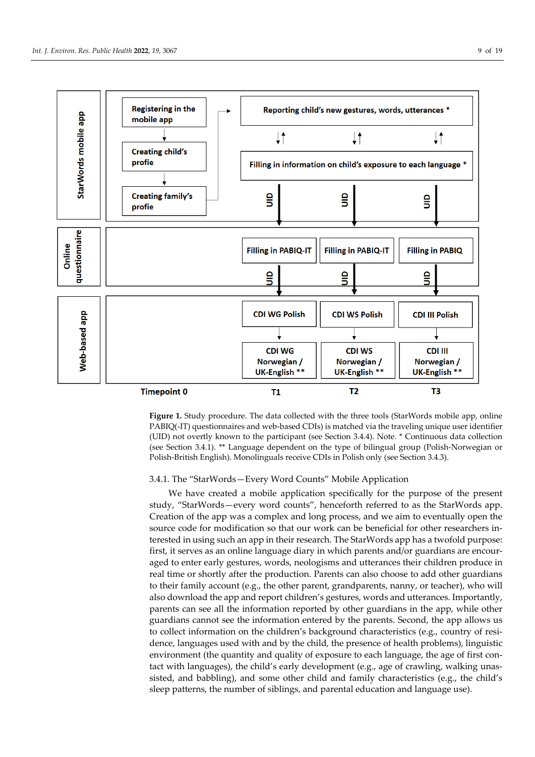StarWords mobile app

Registering in the mobile app

Creating child's profie

Creating family's profie

Reporting child's new gestures, words, utterances *

Filling in information on child's exposure to each language *

UID

UID

UID

Online questionnaire

Filling in PABIQ-IT

Filling in PABIQ-IT

Filling in PABIQ

UID

UID

UID

Web-based app

CDI WG Polish

CDI WS Polish

CDI III Polish

CDI WG Norwegian / UK-English **

CDI WS Norwegian / UK-English **

CDI III Norwegian / UK-English **

Timepoint 0

T1

T2

T3

**Figure 1.** Study procedure. The data collected with the three tools (StarWords mobile app, online PABIQ(-IT) questionnaires and web-based CDIs) is matched via the traveling unique user identifier (UID) not overtly known to the participant (see Section 3.4.4). Note. * Continuous data collection (see Section 3.4.1). ** Language dependent on the type of bilingual group (Polish-Norwegian or Polish-British English). Monolinguals receive CDIs in Polish only (see Section 3.4.3).

#### 3.4.1. The "StarWords—Every Word Counts" Mobile Application

We have created a mobile application specifically for the purpose of the present study, "StarWords—every word counts", henceforth referred to as the StarWords app. Creation of the app was a complex and long process, and we aim to eventually open the source code for modification so that our work can be beneficial for other researchers interested in using such an app in their research. The StarWords app has a twofold purpose: first, it serves as an online language diary in which parents and/or guardians are encouraged to enter early gestures, words, neologisms and utterances their children produce in real time or shortly after the production. Parents can also choose to add other guardians to their family account (e.g., the other parent, grandparents, nanny, or teacher), who will also download the app and report children's gestures, words and utterances. Importantly, parents can see all the information reported by other guardians in the app, while other guardians cannot see the information entered by the parents. Second, the app allows us to collect information on the children's background characteristics (e.g., country of residence, languages used with and by the child, the presence of health problems), linguistic environment (the quantity and quality of exposure to each language, the age of first contact with languages), the child's early development (e.g., age of crawling, walking unassisted, and babbling), and some other child and family characteristics (e.g., the child's sleep patterns, the number of siblings, and parental education and language use).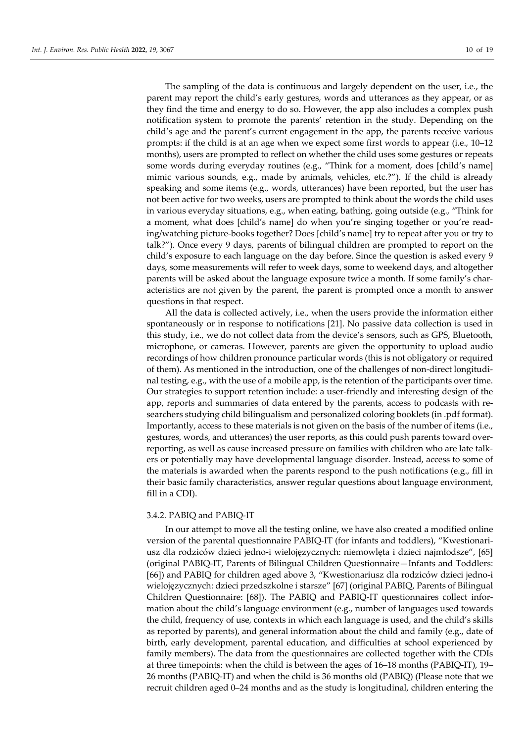The sampling of the data is continuous and largely dependent on the user, i.e., the parent may report the child's early gestures, words and utterances as they appear, or as they find the time and energy to do so. However, the app also includes a complex push notification system to promote the parents' retention in the study. Depending on the child's age and the parent's current engagement in the app, the parents receive various prompts: if the child is at an age when we expect some first words to appear (i.e., 10–12 months), users are prompted to reflect on whether the child uses some gestures or repeats some words during everyday routines (e.g., "Think for a moment, does [child's name] mimic various sounds, e.g., made by animals, vehicles, etc.?"). If the child is already speaking and some items (e.g., words, utterances) have been reported, but the user has not been active for two weeks, users are prompted to think about the words the child uses in various everyday situations, e.g., when eating, bathing, going outside (e.g., "Think for a moment, what does [child's name] do when you're singing together or you're reading/watching picture-books together? Does [child's name] try to repeat after you or try to talk?"). Once every 9 days, parents of bilingual children are prompted to report on the child's exposure to each language on the day before. Since the question is asked every 9 days, some measurements will refer to week days, some to weekend days, and altogether parents will be asked about the language exposure twice a month. If some family's characteristics are not given by the parent, the parent is prompted once a month to answer questions in that respect.

All the data is collected actively, i.e., when the users provide the information either spontaneously or in response to notifications [21]. No passive data collection is used in this study, i.e., we do not collect data from the device's sensors, such as GPS, Bluetooth, microphone, or cameras. However, parents are given the opportunity to upload audio recordings of how children pronounce particular words (this is not obligatory or required of them). As mentioned in the introduction, one of the challenges of non-direct longitudinal testing, e.g., with the use of a mobile app, is the retention of the participants over time. Our strategies to support retention include: a user-friendly and interesting design of the app, reports and summaries of data entered by the parents, access to podcasts with researchers studying child bilingualism and personalized coloring booklets (in .pdf format). Importantly, access to these materials is not given on the basis of the number of items (i.e., gestures, words, and utterances) the user reports, as this could push parents toward over-reporting, as well as cause increased pressure on families with children who are late talkers or potentially may have developmental language disorder. Instead, access to some of the materials is awarded when the parents respond to the push notifications (e.g., fill in their basic family characteristics, answer regular questions about language environment, fill in a CDI).

#### 3.4.2. PABIQ and PABIQ-IT

In our attempt to move all the testing online, we have also created a modified online version of the parental questionnaire PABIQ-IT (for infants and toddlers), "Kwestionariusz dla rodziców dzieci jedno-i wielojęzycznych: niemowlęta i dzieci najmłodsze", [65] (original PABIQ-IT, Parents of Bilingual Children Questionnaire—Infants and Toddlers: [66]) and PABIQ for children aged above 3, "Kwestionariusz dla rodziców dzieci jedno-i wielojęzycznych: dzieci przedszkolne i starsze" [67] (original PABIQ, Parents of Bilingual Children Questionnaire: [68]). The PABIQ and PABIQ-IT questionnaires collect information about the child's language environment (e.g., number of languages used towards the child, frequency of use, contexts in which each language is used, and the child's skills as reported by parents), and general information about the child and family (e.g., date of birth, early development, parental education, and difficulties at school experienced by family members). The data from the questionnaires are collected together with the CDIs at three timepoints: when the child is between the ages of 16–18 months (PABIQ-IT), 19–26 months (PABIQ-IT) and when the child is 36 months old (PABIQ) (Please note that we recruit children aged 0–24 months and as the study is longitudinal, children entering the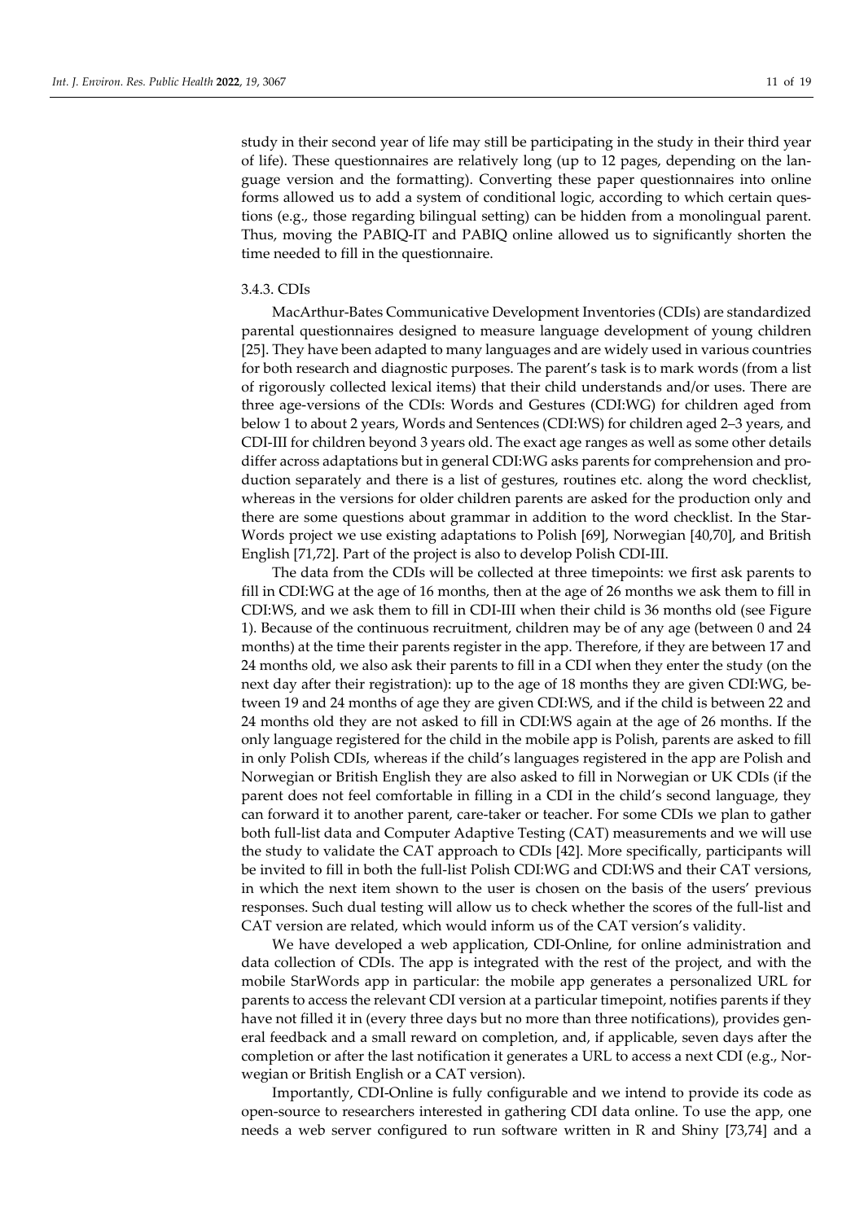study in their second year of life may still be participating in the study in their third year of life). These questionnaires are relatively long (up to 12 pages, depending on the language version and the formatting). Converting these paper questionnaires into online forms allowed us to add a system of conditional logic, according to which certain questions (e.g., those regarding bilingual setting) can be hidden from a monolingual parent. Thus, moving the PABIQ-IT and PABIQ online allowed us to significantly shorten the time needed to fill in the questionnaire.

### 3.4.3. CDIs

MacArthur-Bates Communicative Development Inventories (CDIs) are standardized parental questionnaires designed to measure language development of young children [25]. They have been adapted to many languages and are widely used in various countries for both research and diagnostic purposes. The parent's task is to mark words (from a list of rigorously collected lexical items) that their child understands and/or uses. There are three age-versions of the CDIs: Words and Gestures (CDI:WG) for children aged from below 1 to about 2 years, Words and Sentences (CDI:WS) for children aged 2–3 years, and CDI-III for children beyond 3 years old. The exact age ranges as well as some other details differ across adaptations but in general CDI:WG asks parents for comprehension and production separately and there is a list of gestures, routines etc. along the word checklist, whereas in the versions for older children parents are asked for the production only and there are some questions about grammar in addition to the word checklist. In the StarWords project we use existing adaptations to Polish [69], Norwegian [40,70], and British English [71,72]. Part of the project is also to develop Polish CDI-III.

The data from the CDIs will be collected at three timepoints: we first ask parents to fill in CDI:WG at the age of 16 months, then at the age of 26 months we ask them to fill in CDI:WS, and we ask them to fill in CDI-III when their child is 36 months old (see Figure 1). Because of the continuous recruitment, children may be of any age (between 0 and 24 months) at the time their parents register in the app. Therefore, if they are between 17 and 24 months old, we also ask their parents to fill in a CDI when they enter the study (on the next day after their registration): up to the age of 18 months they are given CDI:WG, between 19 and 24 months of age they are given CDI:WS, and if the child is between 22 and 24 months old they are not asked to fill in CDI:WS again at the age of 26 months. If the only language registered for the child in the mobile app is Polish, parents are asked to fill in only Polish CDIs, whereas if the child's languages registered in the app are Polish and Norwegian or British English they are also asked to fill in Norwegian or UK CDIs (if the parent does not feel comfortable in filling in a CDI in the child's second language, they can forward it to another parent, care-taker or teacher. For some CDIs we plan to gather both full-list data and Computer Adaptive Testing (CAT) measurements and we will use the study to validate the CAT approach to CDIs [42]. More specifically, participants will be invited to fill in both the full-list Polish CDI:WG and CDI:WS and their CAT versions, in which the next item shown to the user is chosen on the basis of the users' previous responses. Such dual testing will allow us to check whether the scores of the full-list and CAT version are related, which would inform us of the CAT version's validity.

We have developed a web application, CDI-Online, for online administration and data collection of CDIs. The app is integrated with the rest of the project, and with the mobile StarWords app in particular: the mobile app generates a personalized URL for parents to access the relevant CDI version at a particular timepoint, notifies parents if they have not filled it in (every three days but no more than three notifications), provides general feedback and a small reward on completion, and, if applicable, seven days after the completion or after the last notification it generates a URL to access a next CDI (e.g., Norwegian or British English or a CAT version).

Importantly, CDI-Online is fully configurable and we intend to provide its code as open-source to researchers interested in gathering CDI data online. To use the app, one needs a web server configured to run software written in R and Shiny [73,74] and a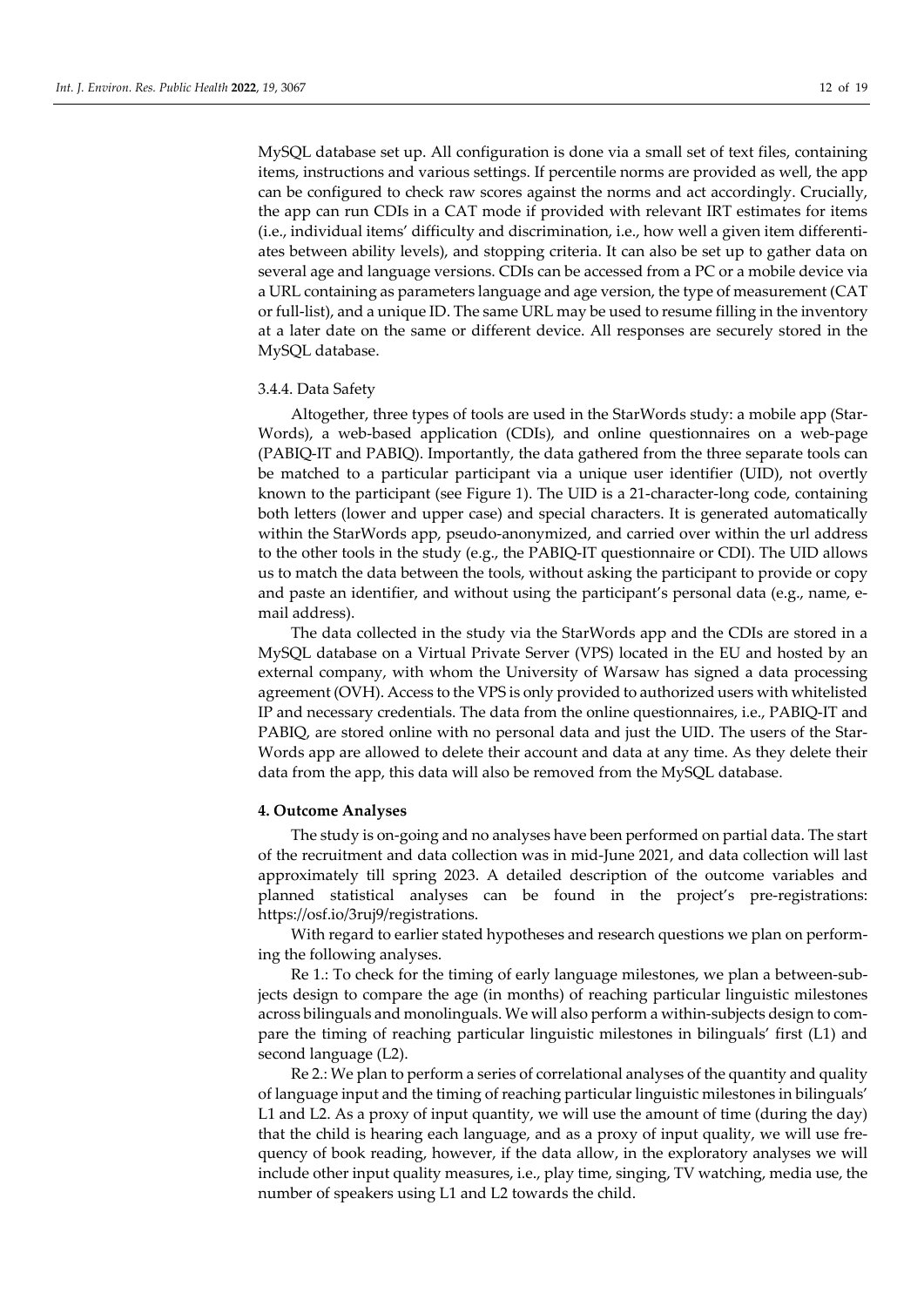MySQL database set up. All configuration is done via a small set of text files, containing items, instructions and various settings. If percentile norms are provided as well, the app can be configured to check raw scores against the norms and act accordingly. Crucially, the app can run CDIs in a CAT mode if provided with relevant IRT estimates for items (i.e., individual items' difficulty and discrimination, i.e., how well a given item differentiates between ability levels), and stopping criteria. It can also be set up to gather data on several age and language versions. CDIs can be accessed from a PC or a mobile device via a URL containing as parameters language and age version, the type of measurement (CAT or full-list), and a unique ID. The same URL may be used to resume filling in the inventory at a later date on the same or different device. All responses are securely stored in the MySQL database.

### 3.4.4. Data Safety

Altogether, three types of tools are used in the StarWords study: a mobile app (StarWords), a web-based application (CDIs), and online questionnaires on a web-page (PABIQ-IT and PABIQ). Importantly, the data gathered from the three separate tools can be matched to a particular participant via a unique user identifier (UID), not overtly known to the participant (see Figure 1). The UID is a 21-character-long code, containing both letters (lower and upper case) and special characters. It is generated automatically within the StarWords app, pseudo-anonymized, and carried over within the url address to the other tools in the study (e.g., the PABIQ-IT questionnaire or CDI). The UID allows us to match the data between the tools, without asking the participant to provide or copy and paste an identifier, and without using the participant's personal data (e.g., name, e-mail address).

The data collected in the study via the StarWords app and the CDIs are stored in a MySQL database on a Virtual Private Server (VPS) located in the EU and hosted by an external company, with whom the University of Warsaw has signed a data processing agreement (OVH). Access to the VPS is only provided to authorized users with whitelisted IP and necessary credentials. The data from the online questionnaires, i.e., PABIQ-IT and PABIQ, are stored online with no personal data and just the UID. The users of the StarWords app are allowed to delete their account and data at any time. As they delete their data from the app, this data will also be removed from the MySQL database.

## 4. Outcome Analyses

The study is on-going and no analyses have been performed on partial data. The start of the recruitment and data collection was in mid-June 2021, and data collection will last approximately till spring 2023. A detailed description of the outcome variables and planned statistical analyses can be found in the project's pre-registrations: https://osf.io/3ruj9/registrations.

With regard to earlier stated hypotheses and research questions we plan on performing the following analyses.

Re 1.: To check for the timing of early language milestones, we plan a between-subjects design to compare the age (in months) of reaching particular linguistic milestones across bilinguals and monolinguals. We will also perform a within-subjects design to compare the timing of reaching particular linguistic milestones in bilinguals' first (L1) and second language (L2).

Re 2.: We plan to perform a series of correlational analyses of the quantity and quality of language input and the timing of reaching particular linguistic milestones in bilinguals' L1 and L2. As a proxy of input quantity, we will use the amount of time (during the day) that the child is hearing each language, and as a proxy of input quality, we will use frequency of book reading, however, if the data allow, in the exploratory analyses we will include other input quality measures, i.e., play time, singing, TV watching, media use, the number of speakers using L1 and L2 towards the child.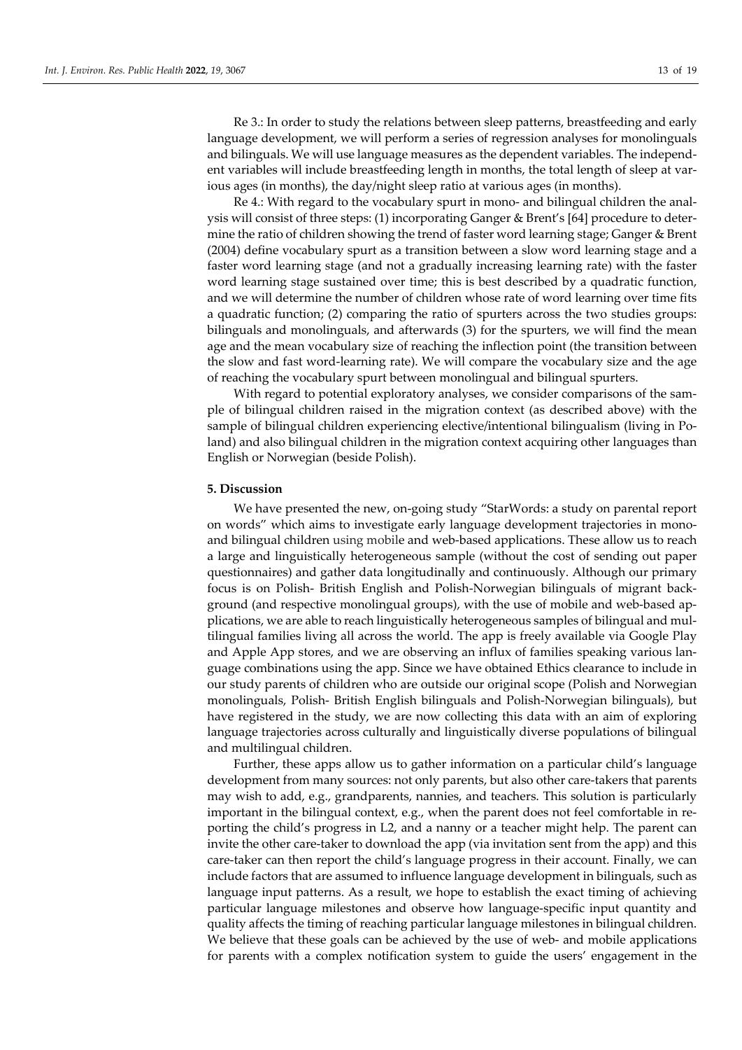Re 3.: In order to study the relations between sleep patterns, breastfeeding and early language development, we will perform a series of regression analyses for monolinguals and bilinguals. We will use language measures as the dependent variables. The independent variables will include breastfeeding length in months, the total length of sleep at various ages (in months), the day/night sleep ratio at various ages (in months).

Re 4.: With regard to the vocabulary spurt in mono- and bilingual children the analysis will consist of three steps: (1) incorporating Ganger & Brent's [64] procedure to determine the ratio of children showing the trend of faster word learning stage; Ganger & Brent (2004) define vocabulary spurt as a transition between a slow word learning stage and a faster word learning stage (and not a gradually increasing learning rate) with the faster word learning stage sustained over time; this is best described by a quadratic function, and we will determine the number of children whose rate of word learning over time fits a quadratic function; (2) comparing the ratio of spurters across the two studies groups: bilinguals and monolinguals, and afterwards (3) for the spurters, we will find the mean age and the mean vocabulary size of reaching the inflection point (the transition between the slow and fast word-learning rate). We will compare the vocabulary size and the age of reaching the vocabulary spurt between monolingual and bilingual spurters.

With regard to potential exploratory analyses, we consider comparisons of the sample of bilingual children raised in the migration context (as described above) with the sample of bilingual children experiencing elective/intentional bilingualism (living in Poland) and also bilingual children in the migration context acquiring other languages than English or Norwegian (beside Polish).

## 5. Discussion

We have presented the new, on-going study "StarWords: a study on parental report on words" which aims to investigate early language development trajectories in mono- and bilingual children using mobile and web-based applications. These allow us to reach a large and linguistically heterogeneous sample (without the cost of sending out paper questionnaires) and gather data longitudinally and continuously. Although our primary focus is on Polish- British English and Polish-Norwegian bilinguals of migrant background (and respective monolingual groups), with the use of mobile and web-based applications, we are able to reach linguistically heterogeneous samples of bilingual and multilingual families living all across the world. The app is freely available via Google Play and Apple App stores, and we are observing an influx of families speaking various language combinations using the app. Since we have obtained Ethics clearance to include in our study parents of children who are outside our original scope (Polish and Norwegian monolinguals, Polish- British English bilinguals and Polish-Norwegian bilinguals), but have registered in the study, we are now collecting this data with an aim of exploring language trajectories across culturally and linguistically diverse populations of bilingual and multilingual children.

Further, these apps allow us to gather information on a particular child's language development from many sources: not only parents, but also other care-takers that parents may wish to add, e.g., grandparents, nannies, and teachers. This solution is particularly important in the bilingual context, e.g., when the parent does not feel comfortable in reporting the child's progress in L2, and a nanny or a teacher might help. The parent can invite the other care-taker to download the app (via invitation sent from the app) and this care-taker can then report the child's language progress in their account. Finally, we can include factors that are assumed to influence language development in bilinguals, such as language input patterns. As a result, we hope to establish the exact timing of achieving particular language milestones and observe how language-specific input quantity and quality affects the timing of reaching particular language milestones in bilingual children. We believe that these goals can be achieved by the use of web- and mobile applications for parents with a complex notification system to guide the users' engagement in the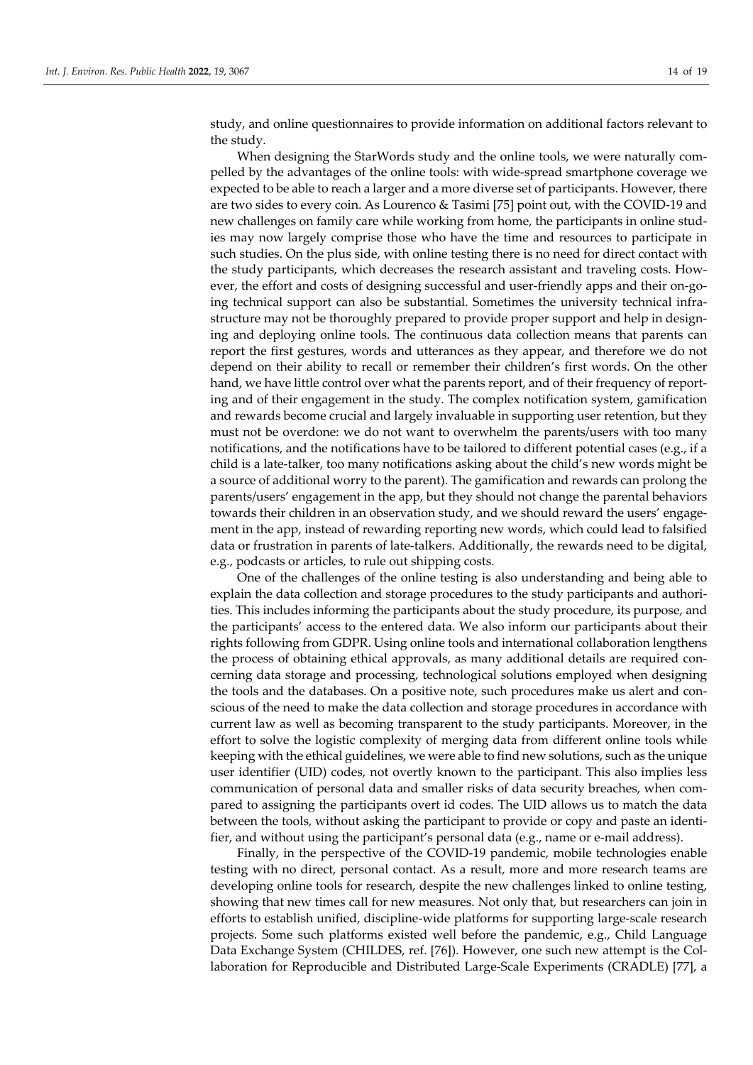study, and online questionnaires to provide information on additional factors relevant to the study.

When designing the StarWords study and the online tools, we were naturally compelled by the advantages of the online tools: with wide-spread smartphone coverage we expected to be able to reach a larger and a more diverse set of participants. However, there are two sides to every coin. As Lourenco & Tasimi [75] point out, with the COVID-19 and new challenges on family care while working from home, the participants in online studies may now largely comprise those who have the time and resources to participate in such studies. On the plus side, with online testing there is no need for direct contact with the study participants, which decreases the research assistant and traveling costs. However, the effort and costs of designing successful and user-friendly apps and their on-going technical support can also be substantial. Sometimes the university technical infrastructure may not be thoroughly prepared to provide proper support and help in designing and deploying online tools. The continuous data collection means that parents can report the first gestures, words and utterances as they appear, and therefore we do not depend on their ability to recall or remember their children's first words. On the other hand, we have little control over what the parents report, and of their frequency of reporting and of their engagement in the study. The complex notification system, gamification and rewards become crucial and largely invaluable in supporting user retention, but they must not be overdone: we do not want to overwhelm the parents/users with too many notifications, and the notifications have to be tailored to different potential cases (e.g., if a child is a late-talker, too many notifications asking about the child's new words might be a source of additional worry to the parent). The gamification and rewards can prolong the parents/users' engagement in the app, but they should not change the parental behaviors towards their children in an observation study, and we should reward the users' engagement in the app, instead of rewarding reporting new words, which could lead to falsified data or frustration in parents of late-talkers. Additionally, the rewards need to be digital, e.g., podcasts or articles, to rule out shipping costs.

One of the challenges of the online testing is also understanding and being able to explain the data collection and storage procedures to the study participants and authorities. This includes informing the participants about the study procedure, its purpose, and the participants' access to the entered data. We also inform our participants about their rights following from GDPR. Using online tools and international collaboration lengthens the process of obtaining ethical approvals, as many additional details are required concerning data storage and processing, technological solutions employed when designing the tools and the databases. On a positive note, such procedures make us alert and conscious of the need to make the data collection and storage procedures in accordance with current law as well as becoming transparent to the study participants. Moreover, in the effort to solve the logistic complexity of merging data from different online tools while keeping with the ethical guidelines, we were able to find new solutions, such as the unique user identifier (UID) codes, not overtly known to the participant. This also implies less communication of personal data and smaller risks of data security breaches, when compared to assigning the participants overt id codes. The UID allows us to match the data between the tools, without asking the participant to provide or copy and paste an identifier, and without using the participant's personal data (e.g., name or e-mail address).

Finally, in the perspective of the COVID-19 pandemic, mobile technologies enable testing with no direct, personal contact. As a result, more and more research teams are developing online tools for research, despite the new challenges linked to online testing, showing that new times call for new measures. Not only that, but researchers can join in efforts to establish unified, discipline-wide platforms for supporting large-scale research projects. Some such platforms existed well before the pandemic, e.g., Child Language Data Exchange System (CHILDES, ref. [76]). However, one such new attempt is the Collaboration for Reproducible and Distributed Large-Scale Experiments (CRADLE) [77], a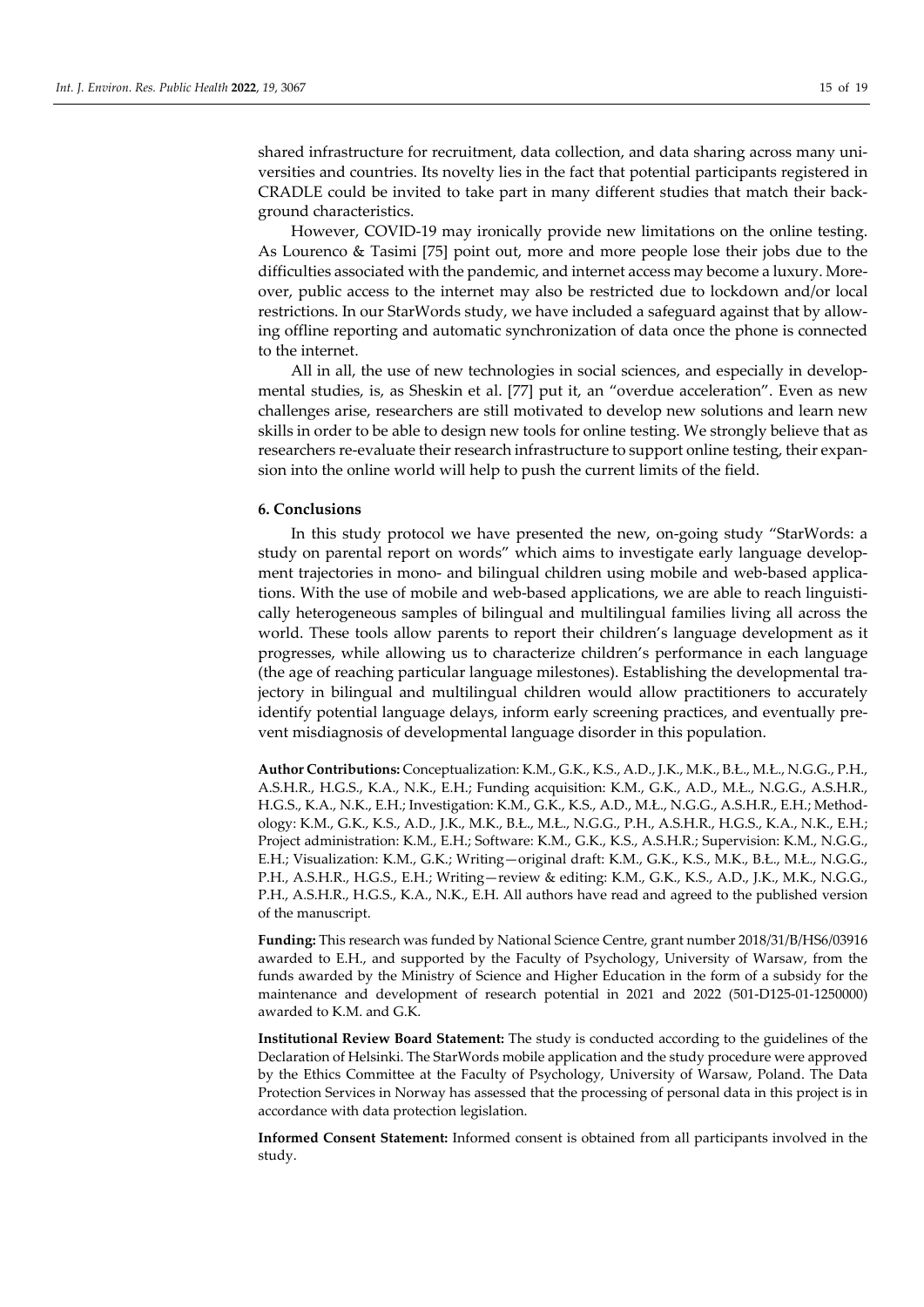shared infrastructure for recruitment, data collection, and data sharing across many universities and countries. Its novelty lies in the fact that potential participants registered in CRADLE could be invited to take part in many different studies that match their background characteristics.

However, COVID-19 may ironically provide new limitations on the online testing. As Lourenco & Tasimi [75] point out, more and more people lose their jobs due to the difficulties associated with the pandemic, and internet access may become a luxury. Moreover, public access to the internet may also be restricted due to lockdown and/or local restrictions. In our StarWords study, we have included a safeguard against that by allowing offline reporting and automatic synchronization of data once the phone is connected to the internet.

All in all, the use of new technologies in social sciences, and especially in developmental studies, is, as Sheskin et al. [77] put it, an "overdue acceleration". Even as new challenges arise, researchers are still motivated to develop new solutions and learn new skills in order to be able to design new tools for online testing. We strongly believe that as researchers re-evaluate their research infrastructure to support online testing, their expansion into the online world will help to push the current limits of the field.

## 6. Conclusions

In this study protocol we have presented the new, on-going study "StarWords: a study on parental report on words" which aims to investigate early language development trajectories in mono- and bilingual children using mobile and web-based applications. With the use of mobile and web-based applications, we are able to reach linguistically heterogeneous samples of bilingual and multilingual families living all across the world. These tools allow parents to report their children's language development as it progresses, while allowing us to characterize children's performance in each language (the age of reaching particular language milestones). Establishing the developmental trajectory in bilingual and multilingual children would allow practitioners to accurately identify potential language delays, inform early screening practices, and eventually prevent misdiagnosis of developmental language disorder in this population.

**Author Contributions:** Conceptualization: K.M., G.K., K.S., A.D., J.K., M.K., B.Ł., M.Ł., N.G.G., P.H., A.S.H.R., H.G.S., K.A., N.K., E.H.; Funding acquisition: K.M., G.K., A.D., M.Ł., N.G.G., A.S.H.R., H.G.S., K.A., N.K., E.H.; Investigation: K.M., G.K., K.S., A.D., M.Ł., N.G.G., A.S.H.R., E.H.; Methodology: K.M., G.K., K.S., A.D., J.K., M.K., B.Ł., M.Ł., N.G.G., P.H., A.S.H.R., H.G.S., K.A., N.K., E.H.; Project administration: K.M., E.H.; Software: K.M., G.K., K.S., A.S.H.R.; Supervision: K.M., N.G.G., E.H.; Visualization: K.M., G.K.; Writing—original draft: K.M., G.K., K.S., M.K., B.Ł., M.Ł., N.G.G., P.H., A.S.H.R., H.G.S., E.H.; Writing—review & editing: K.M., G.K., K.S., A.D., J.K., M.K., N.G.G., P.H., A.S.H.R., H.G.S., K.A., N.K., E.H. All authors have read and agreed to the published version of the manuscript.

**Funding:** This research was funded by National Science Centre, grant number 2018/31/B/HS6/03916 awarded to E.H., and supported by the Faculty of Psychology, University of Warsaw, from the funds awarded by the Ministry of Science and Higher Education in the form of a subsidy for the maintenance and development of research potential in 2021 and 2022 (501-D125-01-1250000) awarded to K.M. and G.K.

**Institutional Review Board Statement:** The study is conducted according to the guidelines of the Declaration of Helsinki. The StarWords mobile application and the study procedure were approved by the Ethics Committee at the Faculty of Psychology, University of Warsaw, Poland. The Data Protection Services in Norway has assessed that the processing of personal data in this project is in accordance with data protection legislation.

**Informed Consent Statement:** Informed consent is obtained from all participants involved in the study.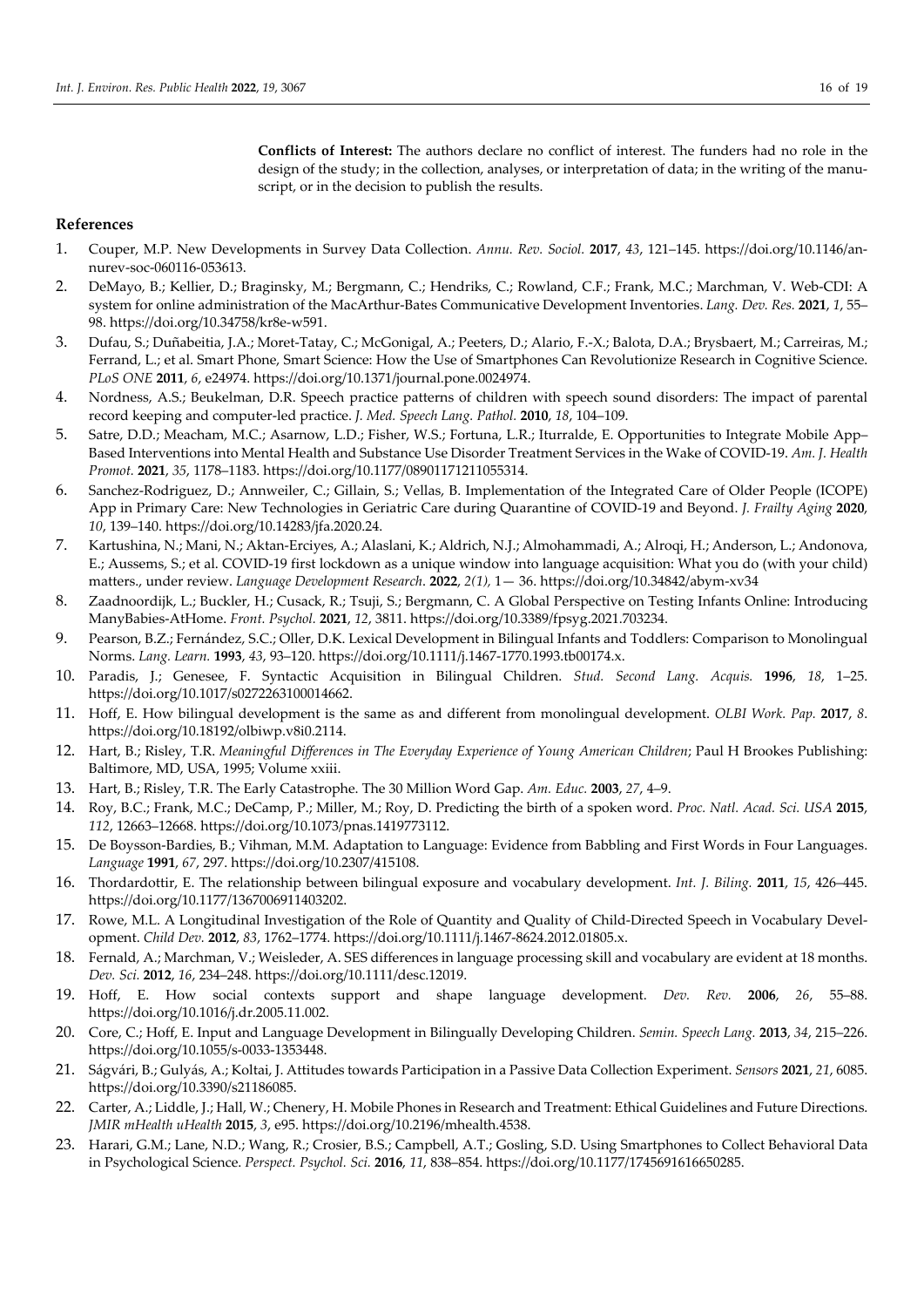**Conflicts of Interest:** The authors declare no conflict of interest. The funders had no role in the design of the study; in the collection, analyses, or interpretation of data; in the writing of the manuscript, or in the decision to publish the results.

## References

1. Couper, M.P. New Developments in Survey Data Collection. *Annu. Rev. Sociol.* **2017**, *43*, 121–145. https://doi.org/10.1146/annurev-soc-060116-053613.
2. DeMayo, B.; Kellier, D.; Braginsky, M.; Bergmann, C.; Hendriks, C.; Rowland, C.F.; Frank, M.C.; Marchman, V. Web-CDI: A system for online administration of the MacArthur-Bates Communicative Development Inventories. *Lang. Dev. Res.* **2021**, *1*, 55–98. https://doi.org/10.34758/kr8e-w591.
3. Dufau, S.; Duñabeitia, J.A.; Moret-Tatay, C.; McGonigal, A.; Peeters, D.; Alario, F.-X.; Balota, D.A.; Brysbaert, M.; Carreiras, M.; Ferrand, L.; et al. Smart Phone, Smart Science: How the Use of Smartphones Can Revolutionize Research in Cognitive Science. *PLoS ONE* **2011**, *6*, e24974. https://doi.org/10.1371/journal.pone.0024974.
4. Nordness, A.S.; Beukelman, D.R. Speech practice patterns of children with speech sound disorders: The impact of parental record keeping and computer-led practice. *J. Med. Speech Lang. Pathol.* **2010**, *18*, 104–109.
5. Satre, D.D.; Meacham, M.C.; Asarnow, L.D.; Fisher, W.S.; Fortuna, L.R.; Iturralde, E. Opportunities to Integrate Mobile App–Based Interventions into Mental Health and Substance Use Disorder Treatment Services in the Wake of COVID-19. *Am. J. Health Promot.* **2021**, *35*, 1178–1183. https://doi.org/10.1177/08901171211055314.
6. Sanchez-Rodriguez, D.; Annweiler, C.; Gillain, S.; Vellas, B. Implementation of the Integrated Care of Older People (ICOPE) App in Primary Care: New Technologies in Geriatric Care during Quarantine of COVID-19 and Beyond. *J. Frailty Aging* **2020**, *10*, 139–140. https://doi.org/10.14283/jfa.2020.24.
7. Kartushina, N.; Mani, N.; Aktan-Erciyes, A.; Alaslani, K.; Aldrich, N.J.; Almohammadi, A.; Alroqi, H.; Anderson, L.; Andonova, E.; Aussems, S.; et al. COVID-19 first lockdown as a unique window into language acquisition: What you do (with your child) matters., under review. *Language Development Research*. **2022**, *2(1)*, 1— 36. https://doi.org/10.34842/abym-xv34
8. Zaadnoordijk, L.; Buckler, H.; Cusack, R.; Tsuji, S.; Bergmann, C. A Global Perspective on Testing Infants Online: Introducing ManyBabies-AtHome. *Front. Psychol.* **2021**, *12*, 3811. https://doi.org/10.3389/fpsyg.2021.703234.
9. Pearson, B.Z.; Fernández, S.C.; Oller, D.K. Lexical Development in Bilingual Infants and Toddlers: Comparison to Monolingual Norms. *Lang. Learn.* **1993**, *43*, 93–120. https://doi.org/10.1111/j.1467-1770.1993.tb00174.x.
10. Paradis, J.; Genesee, F. Syntactic Acquisition in Bilingual Children. *Stud. Second Lang. Acquis.* **1996**, *18*, 1–25. https://doi.org/10.1017/s0272263100014662.
11. Hoff, E. How bilingual development is the same as and different from monolingual development. *OLBI Work. Pap.* **2017**, *8*. https://doi.org/10.18192/olbiwp.v8i0.2114.
12. Hart, B.; Risley, T.R. *Meaningful Differences in The Everyday Experience of Young American Children*; Paul H Brookes Publishing: Baltimore, MD, USA, 1995; Volume xxiii.
13. Hart, B.; Risley, T.R. The Early Catastrophe. The 30 Million Word Gap. *Am. Educ.* **2003**, *27*, 4–9.
14. Roy, B.C.; Frank, M.C.; DeCamp, P.; Miller, M.; Roy, D. Predicting the birth of a spoken word. *Proc. Natl. Acad. Sci. USA* **2015**, *112*, 12663–12668. https://doi.org/10.1073/pnas.1419773112.
15. De Boysson-Bardies, B.; Vihman, M.M. Adaptation to Language: Evidence from Babbling and First Words in Four Languages. *Language* **1991**, *67*, 297. https://doi.org/10.2307/415108.
16. Thordardottir, E. The relationship between bilingual exposure and vocabulary development. *Int. J. Biling.* **2011**, *15*, 426–445. https://doi.org/10.1177/1367006911403202.
17. Rowe, M.L. A Longitudinal Investigation of the Role of Quantity and Quality of Child-Directed Speech in Vocabulary Development. *Child Dev.* **2012**, *83*, 1762–1774. https://doi.org/10.1111/j.1467-8624.2012.01805.x.
18. Fernald, A.; Marchman, V.; Weisleder, A. SES differences in language processing skill and vocabulary are evident at 18 months. *Dev. Sci.* **2012**, *16*, 234–248. https://doi.org/10.1111/desc.12019.
19. Hoff, E. How social contexts support and shape language development. *Dev. Rev.* **2006**, *26*, 55–88. https://doi.org/10.1016/j.dr.2005.11.002.
20. Core, C.; Hoff, E. Input and Language Development in Bilingually Developing Children. *Semin. Speech Lang.* **2013**, *34*, 215–226. https://doi.org/10.1055/s-0033-1353448.
21. Ságvári, B.; Gulyás, A.; Koltai, J. Attitudes towards Participation in a Passive Data Collection Experiment. *Sensors* **2021**, *21*, 6085. https://doi.org/10.3390/s21186085.
22. Carter, A.; Liddle, J.; Hall, W.; Chenery, H. Mobile Phones in Research and Treatment: Ethical Guidelines and Future Directions. *JMIR mHealth uHealth* **2015**, *3*, e95. https://doi.org/10.2196/mhealth.4538.
23. Harari, G.M.; Lane, N.D.; Wang, R.; Crosier, B.S.; Campbell, A.T.; Gosling, S.D. Using Smartphones to Collect Behavioral Data in Psychological Science. *Perspect. Psychol. Sci.* **2016**, *11*, 838–854. https://doi.org/10.1177/1745691616650285.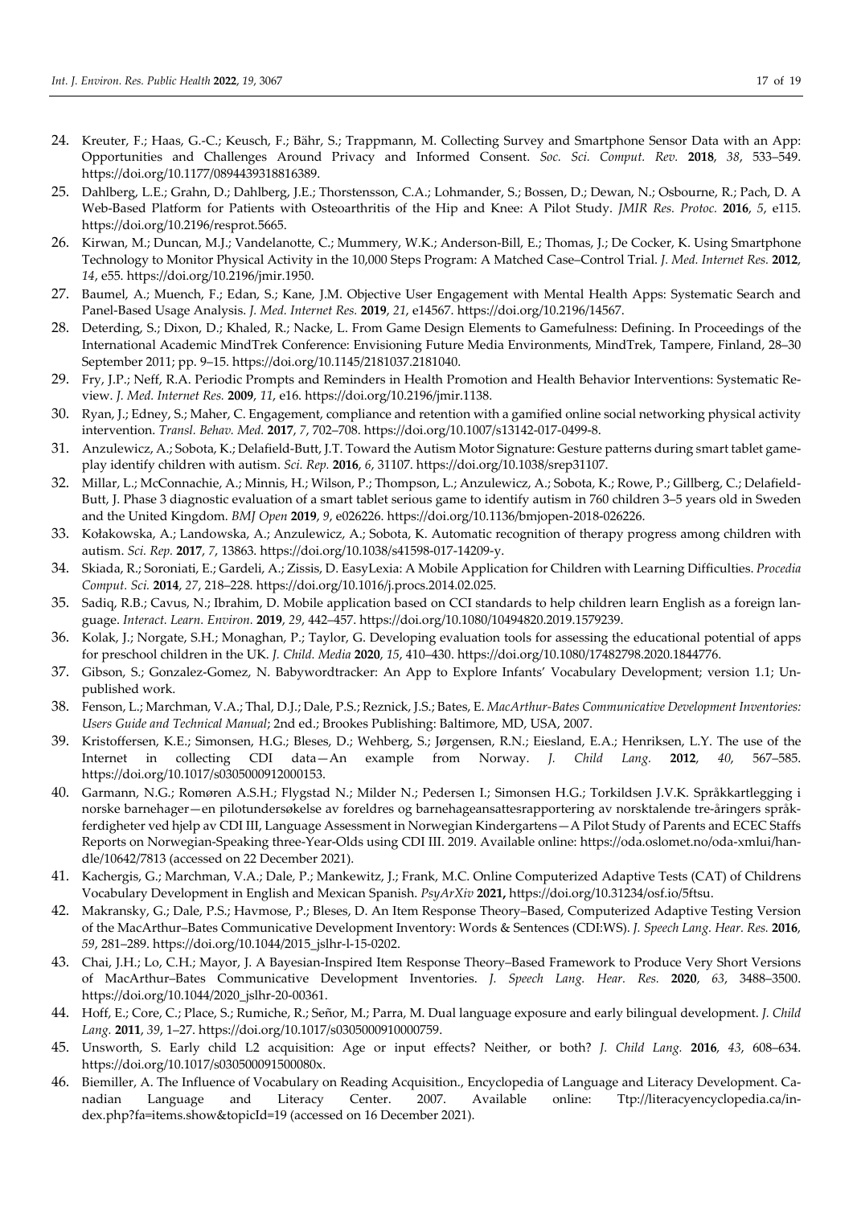24. Kreuter, F.; Haas, G.-C.; Keusch, F.; Bähr, S.; Trappmann, M. Collecting Survey and Smartphone Sensor Data with an App: Opportunities and Challenges Around Privacy and Informed Consent. *Soc. Sci. Comput. Rev.* **2018**, *38*, 533–549. https://doi.org/10.1177/0894439318816389.
25. Dahlberg, L.E.; Grahn, D.; Dahlberg, J.E.; Thorstensson, C.A.; Lohmander, S.; Bossen, D.; Dewan, N.; Osbourne, R.; Pach, D. A Web-Based Platform for Patients with Osteoarthritis of the Hip and Knee: A Pilot Study. *JMIR Res. Protoc.* **2016**, *5*, e115. https://doi.org/10.2196/resprot.5665.
26. Kirwan, M.; Duncan, M.J.; Vandelanotte, C.; Mummery, W.K.; Anderson-Bill, E.; Thomas, J.; De Cocker, K. Using Smartphone Technology to Monitor Physical Activity in the 10,000 Steps Program: A Matched Case–Control Trial. *J. Med. Internet Res.* **2012**, *14*, e55. https://doi.org/10.2196/jmir.1950.
27. Baumel, A.; Muench, F.; Edan, S.; Kane, J.M. Objective User Engagement with Mental Health Apps: Systematic Search and Panel-Based Usage Analysis. *J. Med. Internet Res.* **2019**, *21*, e14567. https://doi.org/10.2196/14567.
28. Deterding, S.; Dixon, D.; Khaled, R.; Nacke, L. From Game Design Elements to Gamefulness: Defining. In Proceedings of the International Academic MindTrek Conference: Envisioning Future Media Environments, MindTrek, Tampere, Finland, 28–30 September 2011; pp. 9–15. https://doi.org/10.1145/2181037.2181040.
29. Fry, J.P.; Neff, R.A. Periodic Prompts and Reminders in Health Promotion and Health Behavior Interventions: Systematic Review. *J. Med. Internet Res.* **2009**, *11*, e16. https://doi.org/10.2196/jmir.1138.
30. Ryan, J.; Edney, S.; Maher, C. Engagement, compliance and retention with a gamified online social networking physical activity intervention. *Transl. Behav. Med.* **2017**, *7*, 702–708. https://doi.org/10.1007/s13142-017-0499-8.
31. Anzulewicz, A.; Sobota, K.; Delafield-Butt, J.T. Toward the Autism Motor Signature: Gesture patterns during smart tablet gameplay identify children with autism. *Sci. Rep.* **2016**, *6*, 31107. https://doi.org/10.1038/srep31107.
32. Millar, L.; McConnachie, A.; Minnis, H.; Wilson, P.; Thompson, L.; Anzulewicz, A.; Sobota, K.; Rowe, P.; Gillberg, C.; Delafield-Butt, J. Phase 3 diagnostic evaluation of a smart tablet serious game to identify autism in 760 children 3–5 years old in Sweden and the United Kingdom. *BMJ Open* **2019**, *9*, e026226. https://doi.org/10.1136/bmjopen-2018-026226.
33. Kołakowska, A.; Landowska, A.; Anzulewicz, A.; Sobota, K. Automatic recognition of therapy progress among children with autism. *Sci. Rep.* **2017**, *7*, 13863. https://doi.org/10.1038/s41598-017-14209-y.
34. Skiada, R.; Soroniati, E.; Gardeli, A.; Zissis, D. EasyLexia: A Mobile Application for Children with Learning Difficulties. *Procedia Comput. Sci.* **2014**, *27*, 218–228. https://doi.org/10.1016/j.procs.2014.02.025.
35. Sadiq, R.B.; Cavus, N.; Ibrahim, D. Mobile application based on CCI standards to help children learn English as a foreign language. *Interact. Learn. Environ.* **2019**, *29*, 442–457. https://doi.org/10.1080/10494820.2019.1579239.
36. Kolak, J.; Norgate, S.H.; Monaghan, P.; Taylor, G. Developing evaluation tools for assessing the educational potential of apps for preschool children in the UK. *J. Child. Media* **2020**, *15*, 410–430. https://doi.org/10.1080/17482798.2020.1844776.
37. Gibson, S.; Gonzalez-Gomez, N. Babywordtracker: An App to Explore Infants' Vocabulary Development; version 1.1; Unpublished work.
38. Fenson, L.; Marchman, V.A.; Thal, D.J.; Dale, P.S.; Reznick, J.S.; Bates, E. *MacArthur-Bates Communicative Development Inventories: Users Guide and Technical Manual*; 2nd ed.; Brookes Publishing: Baltimore, MD, USA, 2007.
39. Kristoffersen, K.E.; Simonsen, H.G.; Bleses, D.; Wehberg, S.; Jørgensen, R.N.; Eiesland, E.A.; Henriksen, L.Y. The use of the Internet in collecting CDI data—An example from Norway. *J. Child Lang.* **2012**, *40*, 567–585. https://doi.org/10.1017/s0305000912000153.
40. Garmann, N.G.; Romøren A.S.H.; Flygstad N.; Milder N.; Pedersen I.; Simonsen H.G.; Torkildsen J.V.K. Språkkartlegging i norske barnehager—en pilotundersøkelse av foreldres og barnehageansattesrapportering av norsktalende tre-åringers språkferdigheter ved hjelp av CDI III, Language Assessment in Norwegian Kindergartens—A Pilot Study of Parents and ECEC Staffs Reports on Norwegian-Speaking three-Year-Olds using CDI III. 2019. Available online: https://oda.oslomet.no/oda-xmlui/handle/10642/7813 (accessed on 22 December 2021).
41. Kachergis, G.; Marchman, V.A.; Dale, P.; Mankewitz, J.; Frank, M.C. Online Computerized Adaptive Tests (CAT) of Childrens Vocabulary Development in English and Mexican Spanish. *PsyArXiv* **2021,** https://doi.org/10.31234/osf.io/5ftsu.
42. Makransky, G.; Dale, P.S.; Havmose, P.; Bleses, D. An Item Response Theory–Based, Computerized Adaptive Testing Version of the MacArthur–Bates Communicative Development Inventory: Words & Sentences (CDI:WS). *J. Speech Lang. Hear. Res.* **2016**, *59*, 281–289. https://doi.org/10.1044/2015_jslhr-l-15-0202.
43. Chai, J.H.; Lo, C.H.; Mayor, J. A Bayesian-Inspired Item Response Theory–Based Framework to Produce Very Short Versions of MacArthur–Bates Communicative Development Inventories. *J. Speech Lang. Hear. Res.* **2020**, *63*, 3488–3500. https://doi.org/10.1044/2020_jslhr-20-00361.
44. Hoff, E.; Core, C.; Place, S.; Rumiche, R.; Señor, M.; Parra, M. Dual language exposure and early bilingual development. *J. Child Lang.* **2011**, *39*, 1–27. https://doi.org/10.1017/s0305000910000759.
45. Unsworth, S. Early child L2 acquisition: Age or input effects? Neither, or both? *J. Child Lang.* **2016**, *43*, 608–634. https://doi.org/10.1017/s030500091500080x.
46. Biemiller, A. The Influence of Vocabulary on Reading Acquisition., Encyclopedia of Language and Literacy Development. Canadian Language and Literacy Center. 2007. Available online: Ttp://literacyencyclopedia.ca/index.php?fa=items.show&topicId=19 (accessed on 16 December 2021).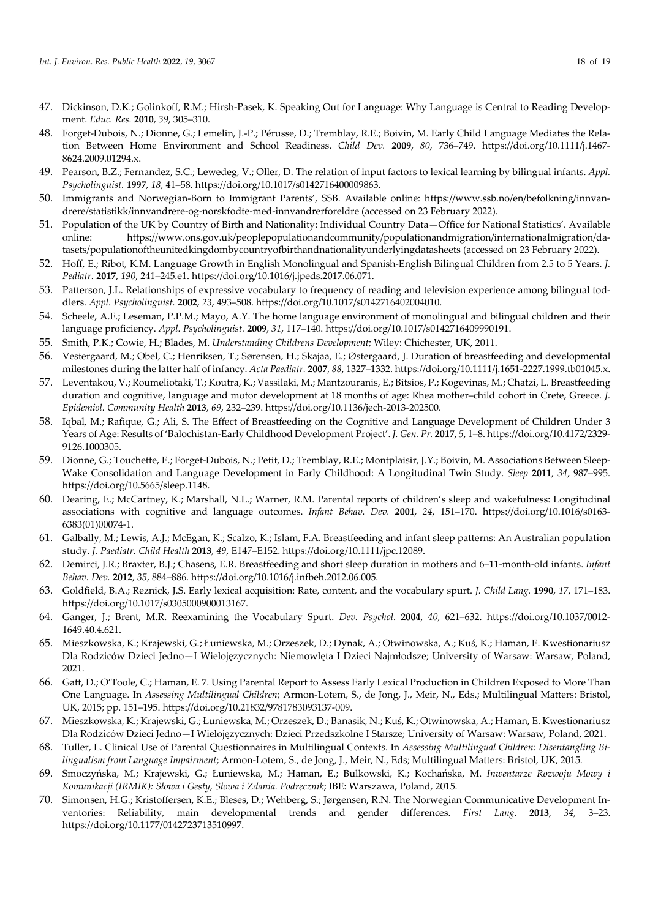47. Dickinson, D.K.; Golinkoff, R.M.; Hirsh-Pasek, K. Speaking Out for Language: Why Language is Central to Reading Development. *Educ. Res.* **2010**, *39*, 305–310.
48. Forget-Dubois, N.; Dionne, G.; Lemelin, J.-P.; Pérusse, D.; Tremblay, R.E.; Boivin, M. Early Child Language Mediates the Relation Between Home Environment and School Readiness. *Child Dev.* **2009**, *80*, 736–749. https://doi.org/10.1111/j.1467-8624.2009.01294.x.
49. Pearson, B.Z.; Fernandez, S.C.; Lewedeg, V.; Oller, D. The relation of input factors to lexical learning by bilingual infants. *Appl. Psycholinguist.* **1997**, *18*, 41–58. https://doi.org/10.1017/s0142716400009863.
50. Immigrants and Norwegian-Born to Immigrant Parents', SSB. Available online: https://www.ssb.no/en/befolkning/innvandrere/statistikk/innvandrere-og-norskfodte-med-innvandrerforeldre (accessed on 23 February 2022).
51. Population of the UK by Country of Birth and Nationality: Individual Country Data—Office for National Statistics'. Available online: https://www.ons.gov.uk/peoplepopulationandcommunity/populationandmigration/internationalmigration/datasets/populationoftheunitedkingdombycountryofbirthandnationalityunderlyingdatasheets (accessed on 23 February 2022).
52. Hoff, E.; Ribot, K.M. Language Growth in English Monolingual and Spanish-English Bilingual Children from 2.5 to 5 Years. *J. Pediatr.* **2017**, *190*, 241–245.e1. https://doi.org/10.1016/j.jpeds.2017.06.071.
53. Patterson, J.L. Relationships of expressive vocabulary to frequency of reading and television experience among bilingual toddlers. *Appl. Psycholinguist.* **2002**, *23*, 493–508. https://doi.org/10.1017/s0142716402004010.
54. Scheele, A.F.; Leseman, P.P.M.; Mayo, A.Y. The home language environment of monolingual and bilingual children and their language proficiency. *Appl. Psycholinguist.* **2009**, *31*, 117–140. https://doi.org/10.1017/s0142716409990191.
55. Smith, P.K.; Cowie, H.; Blades, M. *Understanding Childrens Development*; Wiley: Chichester, UK, 2011.
56. Vestergaard, M.; Obel, C.; Henriksen, T.; Sørensen, H.; Skajaa, E.; Østergaard, J. Duration of breastfeeding and developmental milestones during the latter half of infancy. *Acta Paediatr.* **2007**, *88*, 1327–1332. https://doi.org/10.1111/j.1651-2227.1999.tb01045.x.
57. Leventakou, V.; Roumeliotaki, T.; Koutra, K.; Vassilaki, M.; Mantzouranis, E.; Bitsios, P.; Kogevinas, M.; Chatzi, L. Breastfeeding duration and cognitive, language and motor development at 18 months of age: Rhea mother–child cohort in Crete, Greece. *J. Epidemiol. Community Health* **2013**, *69*, 232–239. https://doi.org/10.1136/jech-2013-202500.
58. Iqbal, M.; Rafique, G.; Ali, S. The Effect of Breastfeeding on the Cognitive and Language Development of Children Under 3 Years of Age: Results of 'Balochistan-Early Childhood Development Project'. *J. Gen. Pr.* **2017**, *5*, 1–8. https://doi.org/10.4172/2329-9126.1000305.
59. Dionne, G.; Touchette, E.; Forget-Dubois, N.; Petit, D.; Tremblay, R.E.; Montplaisir, J.Y.; Boivin, M. Associations Between Sleep-Wake Consolidation and Language Development in Early Childhood: A Longitudinal Twin Study. *Sleep* **2011**, *34*, 987–995. https://doi.org/10.5665/sleep.1148.
60. Dearing, E.; McCartney, K.; Marshall, N.L.; Warner, R.M. Parental reports of children's sleep and wakefulness: Longitudinal associations with cognitive and language outcomes. *Infant Behav. Dev.* **2001**, *24*, 151–170. https://doi.org/10.1016/s0163-6383(01)00074-1.
61. Galbally, M.; Lewis, A.J.; McEgan, K.; Scalzo, K.; Islam, F.A. Breastfeeding and infant sleep patterns: An Australian population study. *J. Paediatr. Child Health* **2013**, *49*, E147–E152. https://doi.org/10.1111/jpc.12089.
62. Demirci, J.R.; Braxter, B.J.; Chasens, E.R. Breastfeeding and short sleep duration in mothers and 6–11-month-old infants. *Infant Behav. Dev.* **2012**, *35*, 884–886. https://doi.org/10.1016/j.infbeh.2012.06.005.
63. Goldfield, B.A.; Reznick, J.S. Early lexical acquisition: Rate, content, and the vocabulary spurt. *J. Child Lang.* **1990**, *17*, 171–183. https://doi.org/10.1017/s0305000900013167.
64. Ganger, J.; Brent, M.R. Reexamining the Vocabulary Spurt. *Dev. Psychol.* **2004**, *40*, 621–632. https://doi.org/10.1037/0012-1649.40.4.621.
65. Mieszkowska, K.; Krajewski, G.; Łuniewska, M.; Orzeszek, D.; Dynak, A.; Otwinowska, A.; Kuś, K.; Haman, E. Kwestionariusz Dla Rodziców Dzieci Jedno—I Wielojęzycznych: Niemowlęta I Dzieci Najmłodsze; University of Warsaw: Warsaw, Poland, 2021.
66. Gatt, D.; O'Toole, C.; Haman, E. 7. Using Parental Report to Assess Early Lexical Production in Children Exposed to More Than One Language. In *Assessing Multilingual Children*; Armon-Lotem, S., de Jong, J., Meir, N., Eds.; Multilingual Matters: Bristol, UK, 2015; pp. 151–195. https://doi.org/10.21832/9781783093137-009.
67. Mieszkowska, K.; Krajewski, G.; Łuniewska, M.; Orzeszek, D.; Banasik, N.; Kuś, K.; Otwinowska, A.; Haman, E. Kwestionariusz Dla Rodziców Dzieci Jedno—I Wielojęzycznych: Dzieci Przedszkolne I Starsze; University of Warsaw: Warsaw, Poland, 2021.
68. Tuller, L. Clinical Use of Parental Questionnaires in Multilingual Contexts. In *Assessing Multilingual Children: Disentangling Bilingualism from Language Impairment*; Armon-Lotem, S., de Jong, J., Meir, N., Eds; Multilingual Matters: Bristol, UK, 2015.
69. Smoczyńska, M.; Krajewski, G.; Łuniewska, M.; Haman, E.; Bulkowski, K.; Kochańska, M. *Inwentarze Rozwoju Mowy i Komunikacji (IRMIK): Słowa i Gesty, Słowa i Zdania. Podręcznik*; IBE: Warszawa, Poland, 2015.
70. Simonsen, H.G.; Kristoffersen, K.E.; Bleses, D.; Wehberg, S.; Jørgensen, R.N. The Norwegian Communicative Development Inventories: Reliability, main developmental trends and gender differences. *First Lang.* **2013**, *34*, 3–23. https://doi.org/10.1177/0142723713510997.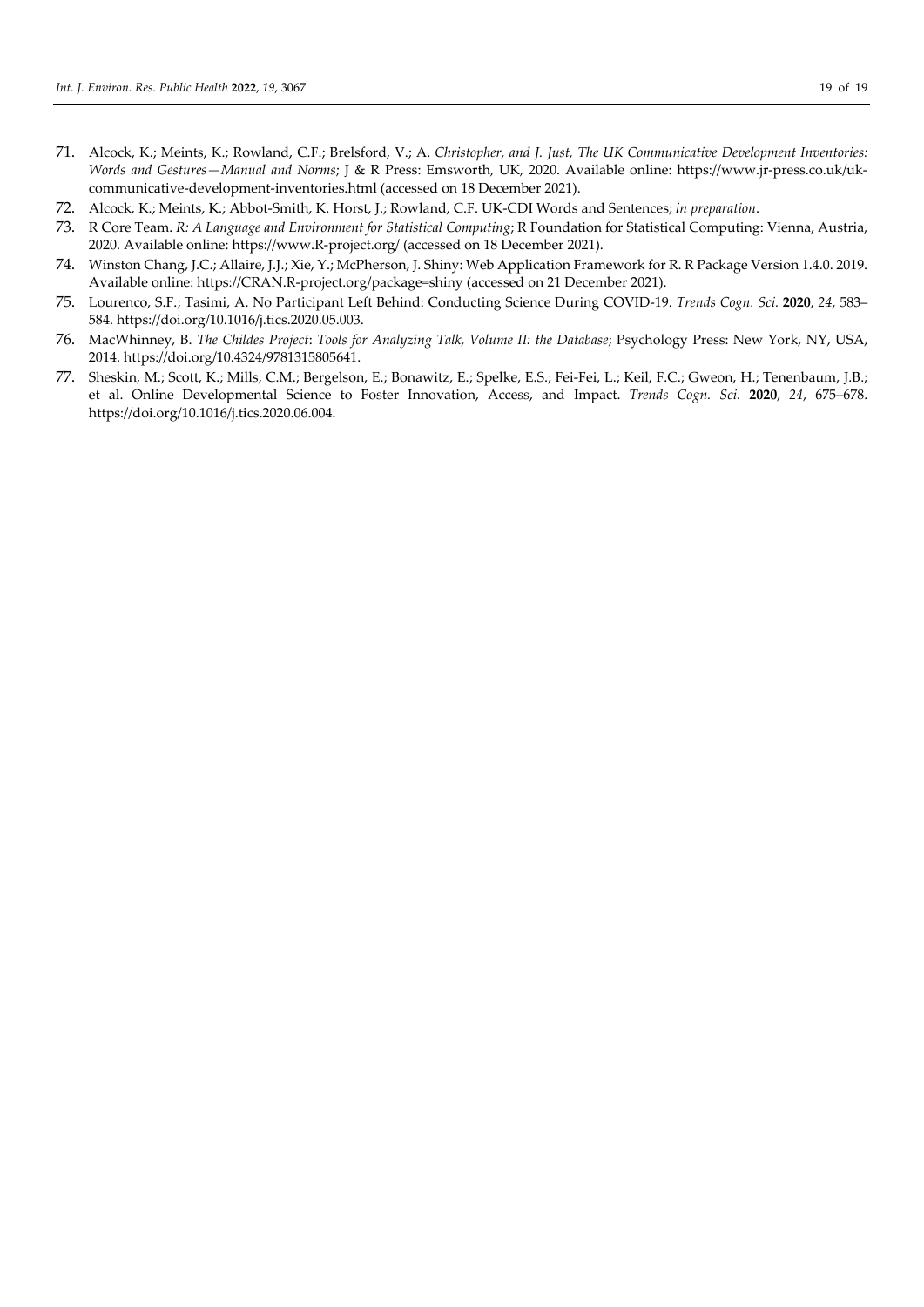71. Alcock, K.; Meints, K.; Rowland, C.F.; Brelsford, V.; A. *Christopher, and J. Just, The UK Communicative Development Inventories: Words and Gestures—Manual and Norms*; J & R Press: Emsworth, UK, 2020. Available online: https://www.jr-press.co.uk/uk-communicative-development-inventories.html (accessed on 18 December 2021).
72. Alcock, K.; Meints, K.; Abbot-Smith, K. Horst, J.; Rowland, C.F. UK-CDI Words and Sentences; *in preparation*.
73. R Core Team. *R: A Language and Environment for Statistical Computing*; R Foundation for Statistical Computing: Vienna, Austria, 2020. Available online: https://www.R-project.org/ (accessed on 18 December 2021).
74. Winston Chang, J.C.; Allaire, J.J.; Xie, Y.; McPherson, J. Shiny: Web Application Framework for R. R Package Version 1.4.0. 2019. Available online: https://CRAN.R-project.org/package=shiny (accessed on 21 December 2021).
75. Lourenco, S.F.; Tasimi, A. No Participant Left Behind: Conducting Science During COVID-19. *Trends Cogn. Sci.* **2020**, *24*, 583–584. https://doi.org/10.1016/j.tics.2020.05.003.
76. MacWhinney, B. *The Childes Project*: *Tools for Analyzing Talk, Volume II: the Database*; Psychology Press: New York, NY, USA, 2014. https://doi.org/10.4324/9781315805641.
77. Sheskin, M.; Scott, K.; Mills, C.M.; Bergelson, E.; Bonawitz, E.; Spelke, E.S.; Fei-Fei, L.; Keil, F.C.; Gweon, H.; Tenenbaum, J.B.; et al. Online Developmental Science to Foster Innovation, Access, and Impact. *Trends Cogn. Sci.* **2020**, *24*, 675–678. https://doi.org/10.1016/j.tics.2020.06.004.